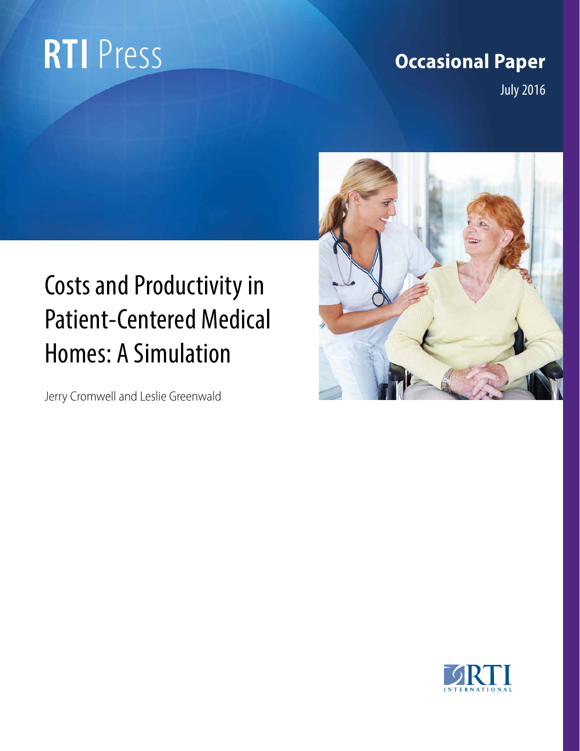RTI Press

**Occasional Paper**

July 2016

# Costs and Productivity in Patient-Centered Medical Homes: A Simulation

Jerry Cromwell and Leslie Greenwald

RTI INTERNATIONAL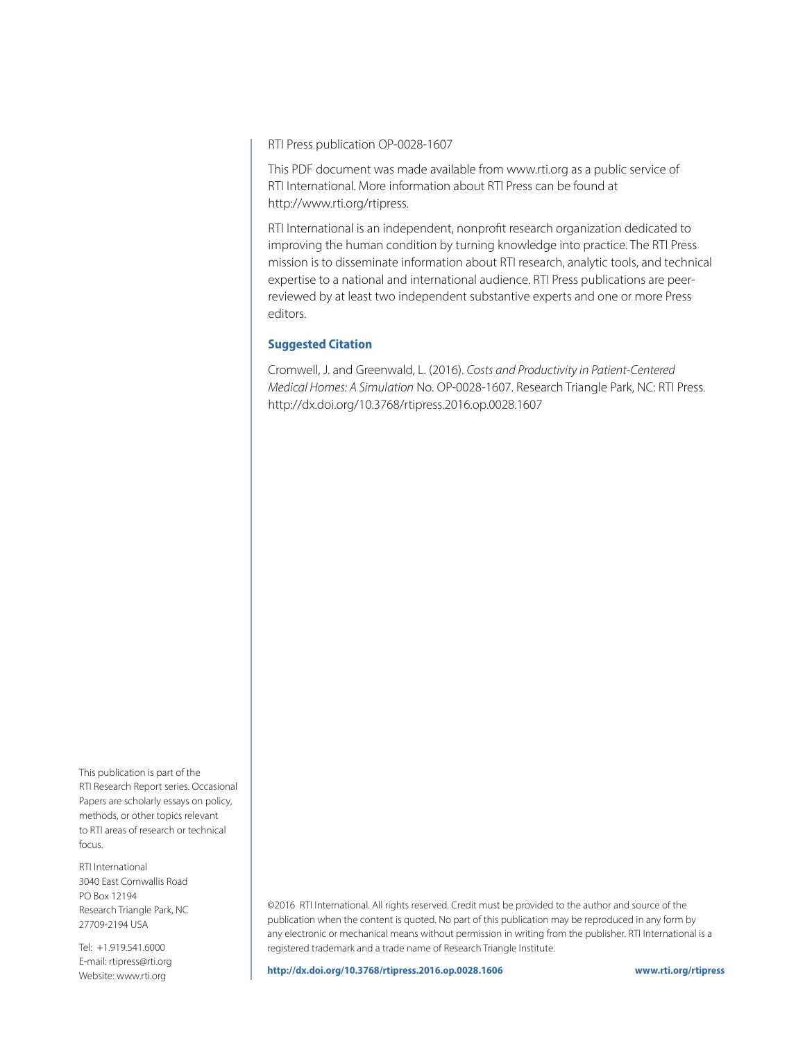RTI Press publication OP-0028-1607

This PDF document was made available from www.rti.org as a public service of RTI International. More information about RTI Press can be found at http://www.rti.org/rtipress.

RTI International is an independent, nonprofit research organization dedicated to improving the human condition by turning knowledge into practice. The RTI Press mission is to disseminate information about RTI research, analytic tools, and technical expertise to a national and international audience. RTI Press publications are peer-reviewed by at least two independent substantive experts and one or more Press editors.

**Suggested Citation**

Cromwell, J. and Greenwald, L. (2016). *Costs and Productivity in Patient-Centered Medical Homes: A Simulation* No. OP-0028-1607. Research Triangle Park, NC: RTI Press. http://dx.doi.org/10.3768/rtipress.2016.op.0028.1607

This publication is part of the RTI Research Report series. Occasional Papers are scholarly essays on policy, methods, or other topics relevant to RTI areas of research or technical focus.

RTI International
3040 East Cornwallis Road
PO Box 12194
Research Triangle Park, NC
27709-2194 USA

Tel: +1.919.541.6000
E-mail: rtipress@rti.org
Website: www.rti.org

©2016 RTI International. All rights reserved. Credit must be provided to the author and source of the publication when the content is quoted. No part of this publication may be reproduced in any form by any electronic or mechanical means without permission in writing from the publisher. RTI International is a registered trademark and a trade name of Research Triangle Institute.

**http://dx.doi.org/10.3768/rtipress.2016.op.0028.1606** **www.rti.org/rtipress**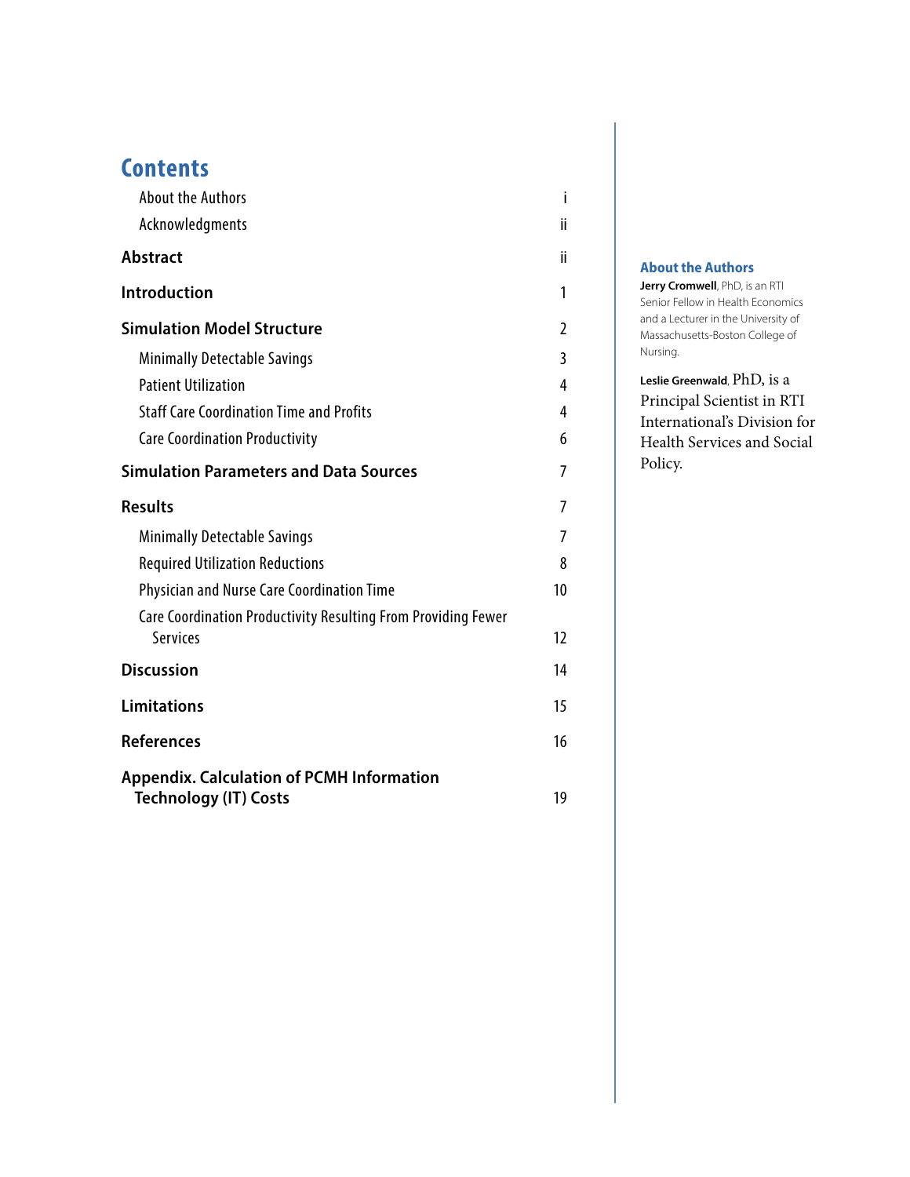# Contents

| | |
|---|---|
| About the Authors | i |
| Acknowledgments | ii |
| **Abstract** | ii |
| **Introduction** | 1 |
| **Simulation Model Structure** | 2 |
| Minimally Detectable Savings | 3 |
| Patient Utilization | 4 |
| Staff Care Coordination Time and Profits | 4 |
| Care Coordination Productivity | 6 |
| **Simulation Parameters and Data Sources** | 7 |
| **Results** | 7 |
| Minimally Detectable Savings | 7 |
| Required Utilization Reductions | 8 |
| Physician and Nurse Care Coordination Time | 10 |
| Care Coordination Productivity Resulting From Providing Fewer Services | 12 |
| **Discussion** | 14 |
| **Limitations** | 15 |
| **References** | 16 |
| **Appendix. Calculation of PCMH Information Technology (IT) Costs** | 19 |

## About the Authors

**Jerry Cromwell**, PhD, is an RTI Senior Fellow in Health Economics and a Lecturer in the University of Massachusetts-Boston College of Nursing.

**Leslie Greenwald**, PhD, is a Principal Scientist in RTI International's Division for Health Services and Social Policy.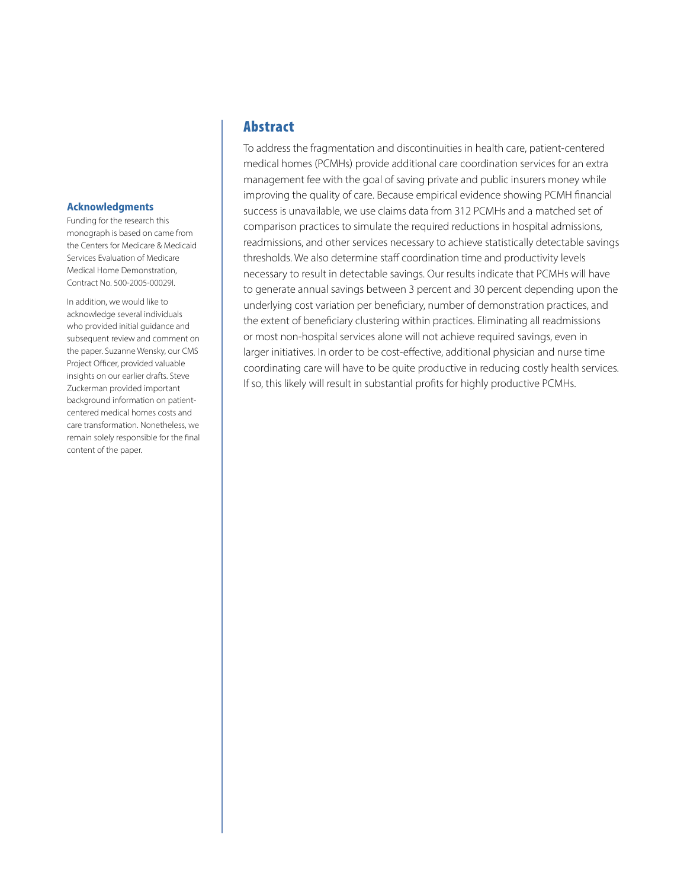## Abstract

To address the fragmentation and discontinuities in health care, patient-centered medical homes (PCMHs) provide additional care coordination services for an extra management fee with the goal of saving private and public insurers money while improving the quality of care. Because empirical evidence showing PCMH financial success is unavailable, we use claims data from 312 PCMHs and a matched set of comparison practices to simulate the required reductions in hospital admissions, readmissions, and other services necessary to achieve statistically detectable savings thresholds. We also determine staff coordination time and productivity levels necessary to result in detectable savings. Our results indicate that PCMHs will have to generate annual savings between 3 percent and 30 percent depending upon the underlying cost variation per beneficiary, number of demonstration practices, and the extent of beneficiary clustering within practices. Eliminating all readmissions or most non-hospital services alone will not achieve required savings, even in larger initiatives. In order to be cost-effective, additional physician and nurse time coordinating care will have to be quite productive in reducing costly health services. If so, this likely will result in substantial profits for highly productive PCMHs.

### Acknowledgments

Funding for the research this monograph is based on came from the Centers for Medicare & Medicaid Services Evaluation of Medicare Medical Home Demonstration, Contract No. 500-2005-00029I.

In addition, we would like to acknowledge several individuals who provided initial guidance and subsequent review and comment on the paper. Suzanne Wensky, our CMS Project Officer, provided valuable insights on our earlier drafts. Steve Zuckerman provided important background information on patient-centered medical homes costs and care transformation. Nonetheless, we remain solely responsible for the final content of the paper.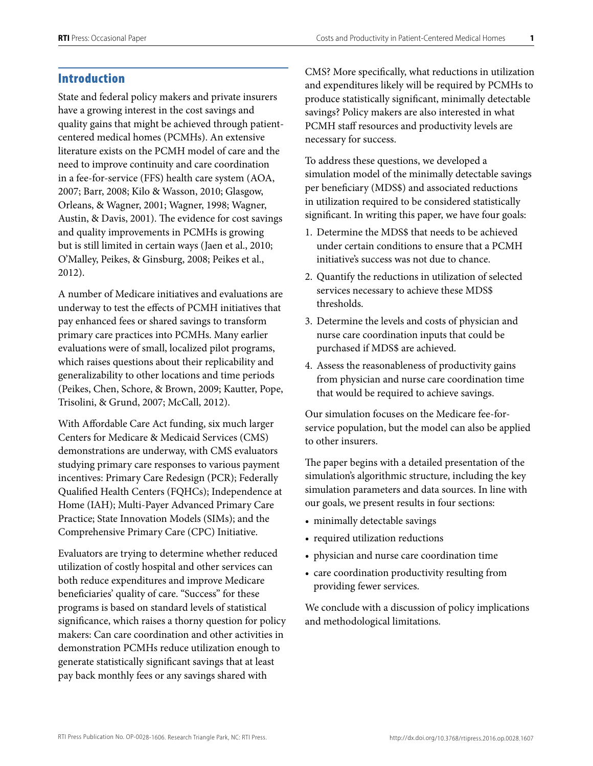## Introduction

State and federal policy makers and private insurers have a growing interest in the cost savings and quality gains that might be achieved through patient-centered medical homes (PCMHs). An extensive literature exists on the PCMH model of care and the need to improve continuity and care coordination in a fee-for-service (FFS) health care system (AOA, 2007; Barr, 2008; Kilo & Wasson, 2010; Glasgow, Orleans, & Wagner, 2001; Wagner, 1998; Wagner, Austin, & Davis, 2001). The evidence for cost savings and quality improvements in PCMHs is growing but is still limited in certain ways (Jaen et al., 2010; O'Malley, Peikes, & Ginsburg, 2008; Peikes et al., 2012).

A number of Medicare initiatives and evaluations are underway to test the effects of PCMH initiatives that pay enhanced fees or shared savings to transform primary care practices into PCMHs. Many earlier evaluations were of small, localized pilot programs, which raises questions about their replicability and generalizability to other locations and time periods (Peikes, Chen, Schore, & Brown, 2009; Kautter, Pope, Trisolini, & Grund, 2007; McCall, 2012).

With Affordable Care Act funding, six much larger Centers for Medicare & Medicaid Services (CMS) demonstrations are underway, with CMS evaluators studying primary care responses to various payment incentives: Primary Care Redesign (PCR); Federally Qualified Health Centers (FQHCs); Independence at Home (IAH); Multi-Payer Advanced Primary Care Practice; State Innovation Models (SIMs); and the Comprehensive Primary Care (CPC) Initiative.

Evaluators are trying to determine whether reduced utilization of costly hospital and other services can both reduce expenditures and improve Medicare beneficiaries' quality of care. "Success" for these programs is based on standard levels of statistical significance, which raises a thorny question for policy makers: Can care coordination and other activities in demonstration PCMHs reduce utilization enough to generate statistically significant savings that at least pay back monthly fees or any savings shared with CMS? More specifically, what reductions in utilization and expenditures likely will be required by PCMHs to produce statistically significant, minimally detectable savings? Policy makers are also interested in what PCMH staff resources and productivity levels are necessary for success.

To address these questions, we developed a simulation model of the minimally detectable savings per beneficiary (MDS$) and associated reductions in utilization required to be considered statistically significant. In writing this paper, we have four goals:

1. Determine the MDS$ that needs to be achieved under certain conditions to ensure that a PCMH initiative's success was not due to chance.
2. Quantify the reductions in utilization of selected services necessary to achieve these MDS$ thresholds.
3. Determine the levels and costs of physician and nurse care coordination inputs that could be purchased if MDS$ are achieved.
4. Assess the reasonableness of productivity gains from physician and nurse care coordination time that would be required to achieve savings.

Our simulation focuses on the Medicare fee-for-service population, but the model can also be applied to other insurers.

The paper begins with a detailed presentation of the simulation's algorithmic structure, including the key simulation parameters and data sources. In line with our goals, we present results in four sections:

- minimally detectable savings
- required utilization reductions
- physician and nurse care coordination time
- care coordination productivity resulting from providing fewer services.

We conclude with a discussion of policy implications and methodological limitations.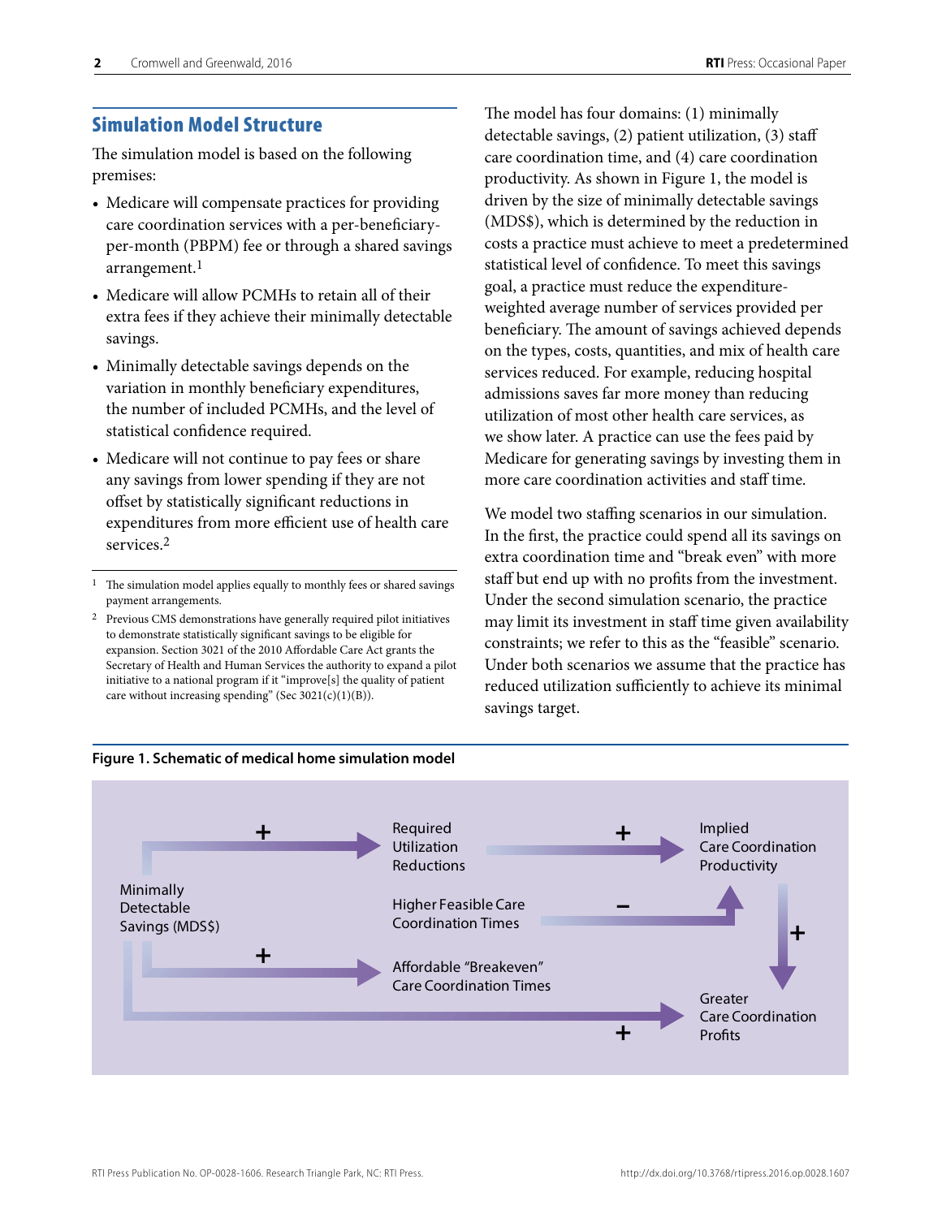## Simulation Model Structure

The simulation model is based on the following premises:

- Medicare will compensate practices for providing care coordination services with a per-beneficiary-per-month (PBPM) fee or through a shared savings arrangement.[1]
- Medicare will allow PCMHs to retain all of their extra fees if they achieve their minimally detectable savings.
- Minimally detectable savings depends on the variation in monthly beneficiary expenditures, the number of included PCMHs, and the level of statistical confidence required.
- Medicare will not continue to pay fees or share any savings from lower spending if they are not offset by statistically significant reductions in expenditures from more efficient use of health care services.[2]

[1] The simulation model applies equally to monthly fees or shared savings payment arrangements.

[2] Previous CMS demonstrations have generally required pilot initiatives to demonstrate statistically significant savings to be eligible for expansion. Section 3021 of the 2010 Affordable Care Act grants the Secretary of Health and Human Services the authority to expand a pilot initiative to a national program if it "improve[s] the quality of patient care without increasing spending" (Sec 3021(c)(1)(B)).

The model has four domains: (1) minimally detectable savings, (2) patient utilization, (3) staff care coordination time, and (4) care coordination productivity. As shown in Figure 1, the model is driven by the size of minimally detectable savings (MDS$), which is determined by the reduction in costs a practice must achieve to meet a predetermined statistical level of confidence. To meet this savings goal, a practice must reduce the expenditure-weighted average number of services provided per beneficiary. The amount of savings achieved depends on the types, costs, quantities, and mix of health care services reduced. For example, reducing hospital admissions saves far more money than reducing utilization of most other health care services, as we show later. A practice can use the fees paid by Medicare for generating savings by investing them in more care coordination activities and staff time.

We model two staffing scenarios in our simulation. In the first, the practice could spend all its savings on extra coordination time and "break even" with more staff but end up with no profits from the investment. Under the second simulation scenario, the practice may limit its investment in staff time given availability constraints; we refer to this as the "feasible" scenario. Under both scenarios we assume that the practice has reduced utilization sufficiently to achieve its minimal savings target.

**Figure 1. Schematic of medical home simulation model**

Minimally Detectable Savings (MDS$) → (+) Required Utilization Reductions → (+) Implied Care Coordination Productivity

Higher Feasible Care Coordination Times → (−) Implied Care Coordination Productivity

Minimally Detectable Savings (MDS$) → (+) Affordable "Breakeven" Care Coordination Times

Implied Care Coordination Productivity → (+) Greater Care Coordination Profits

Minimally Detectable Savings (MDS$) → (+) Greater Care Coordination Profits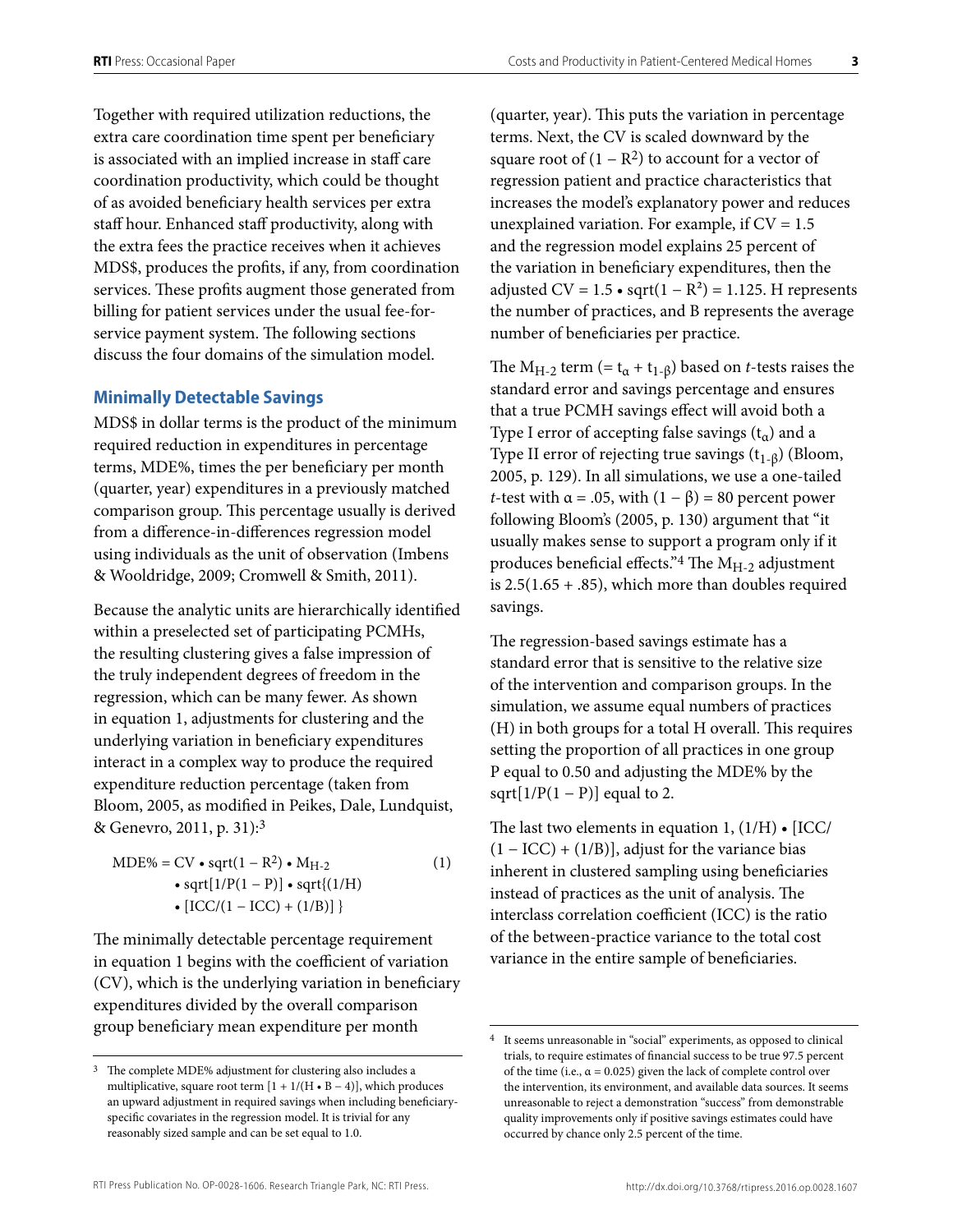Together with required utilization reductions, the extra care coordination time spent per beneficiary is associated with an implied increase in staff care coordination productivity, which could be thought of as avoided beneficiary health services per extra staff hour. Enhanced staff productivity, along with the extra fees the practice receives when it achieves MDS$, produces the profits, if any, from coordination services. These profits augment those generated from billing for patient services under the usual fee-for-service payment system. The following sections discuss the four domains of the simulation model.

## Minimally Detectable Savings

MDS$ in dollar terms is the product of the minimum required reduction in expenditures in percentage terms, MDE%, times the per beneficiary per month (quarter, year) expenditures in a previously matched comparison group. This percentage usually is derived from a difference-in-differences regression model using individuals as the unit of observation (Imbens & Wooldridge, 2009; Cromwell & Smith, 2011).

Because the analytic units are hierarchically identified within a preselected set of participating PCMHs, the resulting clustering gives a false impression of the truly independent degrees of freedom in the regression, which can be many fewer. As shown in equation 1, adjustments for clustering and the underlying variation in beneficiary expenditures interact in a complex way to produce the required expenditure reduction percentage (taken from Bloom, 2005, as modified in Peikes, Dale, Lundquist, & Genevro, 2011, p. 31):[3]

$$\text{MDE\%} = \text{CV} \cdot \text{sqrt}(1 - R^2) \cdot M_{H-2} \cdot \text{sqrt}[1/P(1 - P)] \cdot \text{sqrt}\{(1/H) \cdot [\text{ICC}/(1 - \text{ICC}) + (1/B)]\} \quad (1)$$

The minimally detectable percentage requirement in equation 1 begins with the coefficient of variation (CV), which is the underlying variation in beneficiary expenditures divided by the overall comparison group beneficiary mean expenditure per month (quarter, year). This puts the variation in percentage terms. Next, the CV is scaled downward by the square root of $(1 - R^2)$ to account for a vector of regression patient and practice characteristics that increases the model's explanatory power and reduces unexplained variation. For example, if CV = 1.5 and the regression model explains 25 percent of the variation in beneficiary expenditures, then the adjusted CV = 1.5 • sqrt$(1 - R^2)$ = 1.125. H represents the number of practices, and B represents the average number of beneficiaries per practice.

The $M_{H-2}$ term (= $t_\alpha + t_{1-\beta}$) based on *t*-tests raises the standard error and savings percentage and ensures that a true PCMH savings effect will avoid both a Type I error of accepting false savings ($t_\alpha$) and a Type II error of rejecting true savings ($t_{1-\beta}$) (Bloom, 2005, p. 129). In all simulations, we use a one-tailed *t*-test with $\alpha = .05$, with $(1 - \beta) = 80$ percent power following Bloom's (2005, p. 130) argument that "it usually makes sense to support a program only if it produces beneficial effects."[4] The $M_{H-2}$ adjustment is 2.5(1.65 + .85), which more than doubles required savings.

The regression-based savings estimate has a standard error that is sensitive to the relative size of the intervention and comparison groups. In the simulation, we assume equal numbers of practices (H) in both groups for a total H overall. This requires setting the proportion of all practices in one group P equal to 0.50 and adjusting the MDE% by the sqrt$[1/P(1 - P)]$ equal to 2.

The last two elements in equation 1, (1/H) • [ICC/(1 − ICC) + (1/B)], adjust for the variance bias inherent in clustered sampling using beneficiaries instead of practices as the unit of analysis. The interclass correlation coefficient (ICC) is the ratio of the between-practice variance to the total cost variance in the entire sample of beneficiaries.

---

[3] The complete MDE% adjustment for clustering also includes a multiplicative, square root term $[1 + 1/(H \cdot B - 4)]$, which produces an upward adjustment in required savings when including beneficiary-specific covariates in the regression model. It is trivial for any reasonably sized sample and can be set equal to 1.0.

[4] It seems unreasonable in "social" experiments, as opposed to clinical trials, to require estimates of financial success to be true 97.5 percent of the time (i.e., $\alpha = 0.025$) given the lack of complete control over the intervention, its environment, and available data sources. It seems unreasonable to reject a demonstration "success" from demonstrable quality improvements only if positive savings estimates could have occurred by chance only 2.5 percent of the time.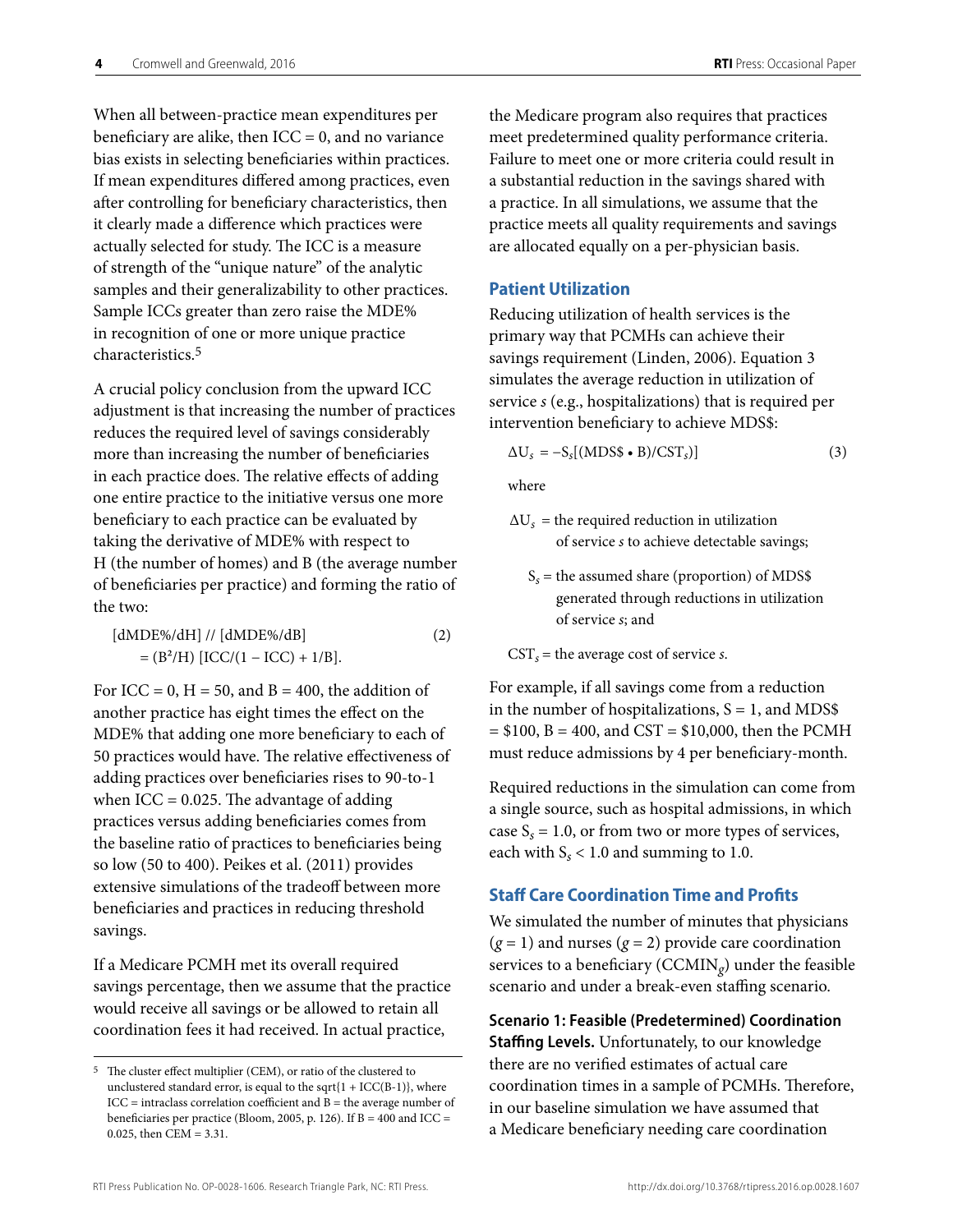When all between-practice mean expenditures per beneficiary are alike, then ICC = 0, and no variance bias exists in selecting beneficiaries within practices. If mean expenditures differed among practices, even after controlling for beneficiary characteristics, then it clearly made a difference which practices were actually selected for study. The ICC is a measure of strength of the "unique nature" of the analytic samples and their generalizability to other practices. Sample ICCs greater than zero raise the MDE% in recognition of one or more unique practice characteristics.[5]

A crucial policy conclusion from the upward ICC adjustment is that increasing the number of practices reduces the required level of savings considerably more than increasing the number of beneficiaries in each practice does. The relative effects of adding one entire practice to the initiative versus one more beneficiary to each practice can be evaluated by taking the derivative of MDE% with respect to H (the number of homes) and B (the average number of beneficiaries per practice) and forming the ratio of the two:

$$[dMDE\%/dH] \,//\, [dMDE\%/dB] = (B^2/H)\,[ICC/(1 - ICC) + 1/B]. \quad (2)$$

For ICC = 0, H = 50, and B = 400, the addition of another practice has eight times the effect on the MDE% that adding one more beneficiary to each of 50 practices would have. The relative effectiveness of adding practices over beneficiaries rises to 90-to-1 when ICC = 0.025. The advantage of adding practices versus adding beneficiaries comes from the baseline ratio of practices to beneficiaries being so low (50 to 400). Peikes et al. (2011) provides extensive simulations of the tradeoff between more beneficiaries and practices in reducing threshold savings.

If a Medicare PCMH met its overall required savings percentage, then we assume that the practice would receive all savings or be allowed to retain all coordination fees it had received. In actual practice, the Medicare program also requires that practices meet predetermined quality performance criteria. Failure to meet one or more criteria could result in a substantial reduction in the savings shared with a practice. In all simulations, we assume that the practice meets all quality requirements and savings are allocated equally on a per-physician basis.

## Patient Utilization

Reducing utilization of health services is the primary way that PCMHs can achieve their savings requirement (Linden, 2006). Equation 3 simulates the average reduction in utilization of service *s* (e.g., hospitalizations) that is required per intervention beneficiary to achieve MDS$:

$$\Delta U_s = -S_s[(MDS\$ \bullet B)/CST_s)] \quad (3)$$

where

$\Delta U_s$ = the required reduction in utilization of service *s* to achieve detectable savings;

$S_s$ = the assumed share (proportion) of MDS$ generated through reductions in utilization of service *s*; and

$CST_s$ = the average cost of service *s*.

For example, if all savings come from a reduction in the number of hospitalizations, S = 1, and MDS$ = \$100, B = 400, and CST = \$10,000, then the PCMH must reduce admissions by 4 per beneficiary-month.

Required reductions in the simulation can come from a single source, such as hospital admissions, in which case $S_s$ = 1.0, or from two or more types of services, each with $S_s$ < 1.0 and summing to 1.0.

## Staff Care Coordination Time and Profits

We simulated the number of minutes that physicians ($g$ = 1) and nurses ($g$ = 2) provide care coordination services to a beneficiary ($CCMIN_g$) under the feasible scenario and under a break-even staffing scenario.

**Scenario 1: Feasible (Predetermined) Coordination Staffing Levels.** Unfortunately, to our knowledge there are no verified estimates of actual care coordination times in a sample of PCMHs. Therefore, in our baseline simulation we have assumed that a Medicare beneficiary needing care coordination

---

[5] The cluster effect multiplier (CEM), or ratio of the clustered to unclustered standard error, is equal to the sqrt{1 + ICC(B-1)}, where ICC = intraclass correlation coefficient and B = the average number of beneficiaries per practice (Bloom, 2005, p. 126). If B = 400 and ICC = 0.025, then CEM = 3.31.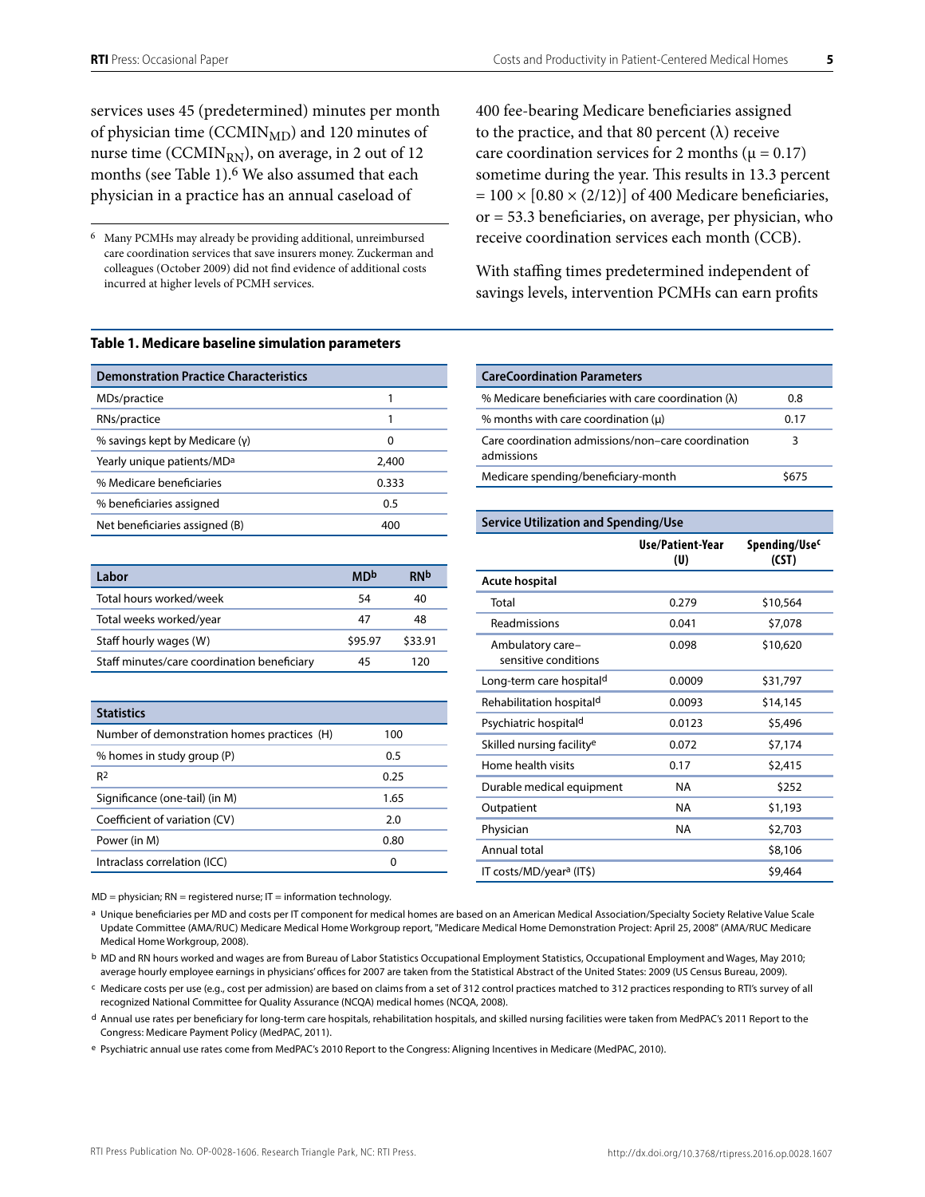services uses 45 (predetermined) minutes per month of physician time ($CCMIN_{MD}$) and 120 minutes of nurse time ($CCMIN_{RN}$), on average, in 2 out of 12 months (see Table 1).[6] We also assumed that each physician in a practice has an annual caseload of 400 fee-bearing Medicare beneficiaries assigned to the practice, and that 80 percent ($\lambda$) receive care coordination services for 2 months ($\mu = 0.17$) sometime during the year. This results in 13.3 percent $= 100 \times [0.80 \times (2/12)]$ of 400 Medicare beneficiaries, or = 53.3 beneficiaries, on average, per physician, who receive coordination services each month (CCB).

With staffing times predetermined independent of savings levels, intervention PCMHs can earn profits

[6] Many PCMHs may already be providing additional, unreimbursed care coordination services that save insurers money. Zuckerman and colleagues (October 2009) did not find evidence of additional costs incurred at higher levels of PCMH services.

**Table 1. Medicare baseline simulation parameters**

| Demonstration Practice Characteristics | |
|---|---|
| MDs/practice | 1 |
| RNs/practice | 1 |
| % savings kept by Medicare (γ) | 0 |
| Yearly unique patients/MD[a] | 2,400 |
| % Medicare beneficiaries | 0.333 |
| % beneficiaries assigned | 0.5 |
| Net beneficiaries assigned (B) | 400 |

| Labor | MD[b] | RN[b] |
|---|---|---|
| Total hours worked/week | 54 | 40 |
| Total weeks worked/year | 47 | 48 |
| Staff hourly wages (W) | $95.97 | $33.91 |
| Staff minutes/care coordination beneficiary | 45 | 120 |

| Statistics | |
|---|---|
| Number of demonstration homes practices (H) | 100 |
| % homes in study group (P) | 0.5 |
| $R^2$ | 0.25 |
| Significance (one-tail) (in M) | 1.65 |
| Coefficient of variation (CV) | 2.0 |
| Power (in M) | 0.80 |
| Intraclass correlation (ICC) | 0 |

| CareCoordination Parameters | |
|---|---|
| % Medicare beneficiaries with care coordination (λ) | 0.8 |
| % months with care coordination (μ) | 0.17 |
| Care coordination admissions/non–care coordination admissions | 3 |
| Medicare spending/beneficiary-month | $675 |

| Service Utilization and Spending/Use | Use/Patient-Year (U) | Spending/Use[c] (CST) |
|---|---|---|
| **Acute hospital** | | |
| Total | 0.279 | $10,564 |
| Readmissions | 0.041 | $7,078 |
| Ambulatory care–sensitive conditions | 0.098 | $10,620 |
| Long-term care hospital[d] | 0.0009 | $31,797 |
| Rehabilitation hospital[d] | 0.0093 | $14,145 |
| Psychiatric hospital[d] | 0.0123 | $5,496 |
| Skilled nursing facility[e] | 0.072 | $7,174 |
| Home health visits | 0.17 | $2,415 |
| Durable medical equipment | NA | $252 |
| Outpatient | NA | $1,193 |
| Physician | NA | $2,703 |
| Annual total | | $8,106 |
| IT costs/MD/year[a] (IT$) | | $9,464 |

MD = physician; RN = registered nurse; IT = information technology.

[a] Unique beneficiaries per MD and costs per IT component for medical homes are based on an American Medical Association/Specialty Society Relative Value Scale Update Committee (AMA/RUC) Medicare Medical Home Workgroup report, "Medicare Medical Home Demonstration Project: April 25, 2008" (AMA/RUC Medicare Medical Home Workgroup, 2008).

[b] MD and RN hours worked and wages are from Bureau of Labor Statistics Occupational Employment Statistics, Occupational Employment and Wages, May 2010; average hourly employee earnings in physicians' offices for 2007 are taken from the Statistical Abstract of the United States: 2009 (US Census Bureau, 2009).

[c] Medicare costs per use (e.g., cost per admission) are based on claims from a set of 312 control practices matched to 312 practices responding to RTI's survey of all recognized National Committee for Quality Assurance (NCQA) medical homes (NCQA, 2008).

[d] Annual use rates per beneficiary for long-term care hospitals, rehabilitation hospitals, and skilled nursing facilities were taken from MedPAC's 2011 Report to the Congress: Medicare Payment Policy (MedPAC, 2011).

[e] Psychiatric annual use rates come from MedPAC's 2010 Report to the Congress: Aligning Incentives in Medicare (MedPAC, 2010).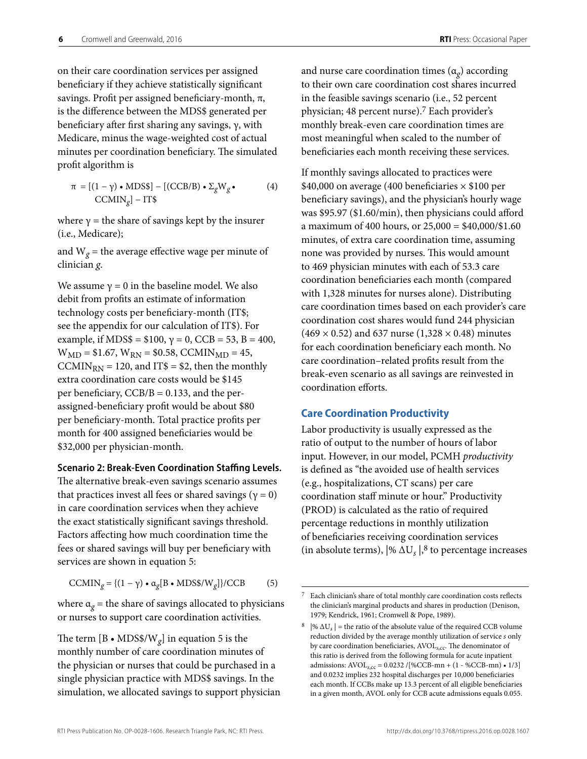on their care coordination services per assigned beneficiary if they achieve statistically significant savings. Profit per assigned beneficiary-month, $\pi$, is the difference between the MDS\$ generated per beneficiary after first sharing any savings, $\gamma$, with Medicare, minus the wage-weighted cost of actual minutes per coordination beneficiary. The simulated profit algorithm is

$$\pi = [(1 - \gamma) \bullet \text{MDS\$}] - [(\text{CCB/B}) \bullet \Sigma_g W_g \bullet \text{CCMIN}_g] - \text{IT\$} \quad (4)$$

where $\gamma$ = the share of savings kept by the insurer (i.e., Medicare);

and $W_g$ = the average effective wage per minute of clinician $g$.

We assume $\gamma = 0$ in the baseline model. We also debit from profits an estimate of information technology costs per beneficiary-month (IT\$; see the appendix for our calculation of IT\$). For example, if MDS\$ = \$100, $\gamma = 0$, CCB = 53, B = 400, $W_{MD}$ = \$1.67, $W_{RN}$ = \$0.58, $\text{CCMIN}_{MD} = 45$, $\text{CCMIN}_{RN} = 120$, and IT\$ = \$2, then the monthly extra coordination care costs would be \$145 per beneficiary, CCB/B = 0.133, and the per-assigned-beneficiary profit would be about \$80 per beneficiary-month. Total practice profits per month for 400 assigned beneficiaries would be \$32,000 per physician-month.

**Scenario 2: Break-Even Coordination Staffing Levels.** The alternative break-even savings scenario assumes that practices invest all fees or shared savings ($\gamma = 0$) in care coordination services when they achieve the exact statistically significant savings threshold. Factors affecting how much coordination time the fees or shared savings will buy per beneficiary with services are shown in equation 5:

$$\text{CCMIN}_g = \{(1 - \gamma) \bullet \alpha_g[\text{B} \bullet \text{MDS\$}/W_g]\}/\text{CCB} \quad (5)$$

where $\alpha_g$ = the share of savings allocated to physicians or nurses to support care coordination activities.

The term $[\text{B} \bullet \text{MDS\$}/W_g]$ in equation 5 is the monthly number of care coordination minutes of the physician or nurses that could be purchased in a single physician practice with MDS\$ savings. In the simulation, we allocated savings to support physician and nurse care coordination times ($\alpha_g$) according to their own care coordination cost shares incurred in the feasible savings scenario (i.e., 52 percent physician; 48 percent nurse).[7] Each provider's monthly break-even care coordination times are most meaningful when scaled to the number of beneficiaries each month receiving these services.

If monthly savings allocated to practices were \$40,000 on average (400 beneficiaries × \$100 per beneficiary savings), and the physician's hourly wage was \$95.97 (\$1.60/min), then physicians could afford a maximum of 400 hours, or 25,000 = \$40,000/\$1.60 minutes, of extra care coordination time, assuming none was provided by nurses. This would amount to 469 physician minutes with each of 53.3 care coordination beneficiaries each month (compared with 1,328 minutes for nurses alone). Distributing care coordination times based on each provider's care coordination cost shares would fund 244 physician (469 × 0.52) and 637 nurse (1,328 × 0.48) minutes for each coordination beneficiary each month. No care coordination–related profits result from the break-even scenario as all savings are reinvested in coordination efforts.

## Care Coordination Productivity

Labor productivity is usually expressed as the ratio of output to the number of hours of labor input. However, in our model, PCMH *productivity* is defined as "the avoided use of health services (e.g., hospitalizations, CT scans) per care coordination staff minute or hour." Productivity (PROD) is calculated as the ratio of required percentage reductions in monthly utilization of beneficiaries receiving coordination services (in absolute terms), $|\% \Delta U_s|$,[8] to percentage increases

[7] Each clinician's share of total monthly care coordination costs reflects the clinician's marginal products and shares in production (Denison, 1979; Kendrick, 1961; Cromwell & Pope, 1989).

[8] $|\% \Delta U_s|$ = the ratio of the absolute value of the required CCB volume reduction divided by the average monthly utilization of service $s$ only by care coordination beneficiaries, $\text{AVOL}_{s,cc}$. The denominator of this ratio is derived from the following formula for acute inpatient admissions: $\text{AVOL}_{s,cc} = 0.0232 / [\%\text{CCB-mn} + (1 - \%\text{CCB-mn}) \bullet 1/3]$ and 0.0232 implies 232 hospital discharges per 10,000 beneficiaries each month. If CCBs make up 13.3 percent of all eligible beneficiaries in a given month, AVOL only for CCB acute admissions equals 0.055.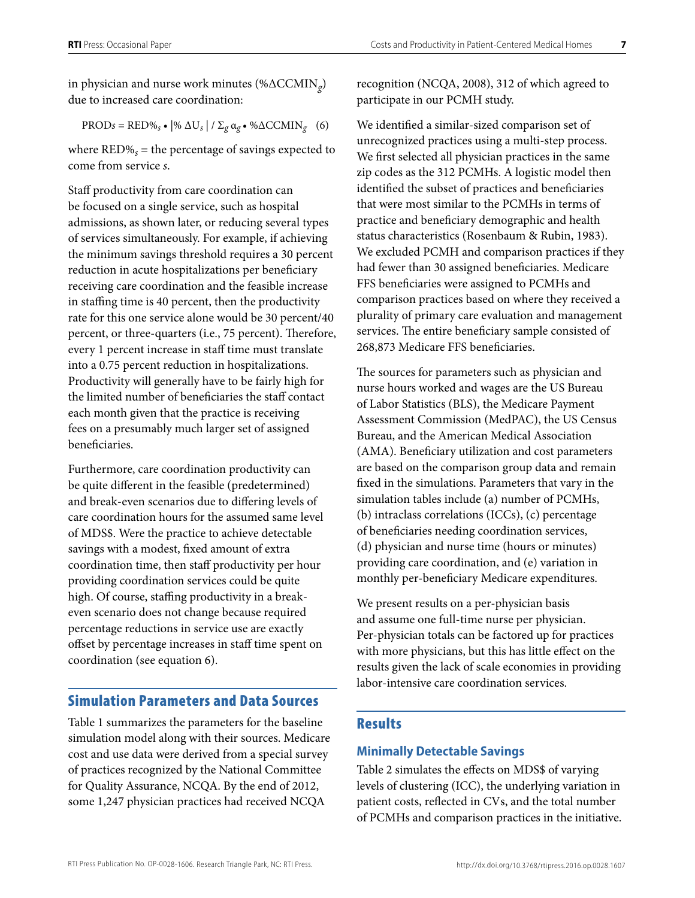in physician and nurse work minutes ($\%\Delta CCMIN_g$) due to increased care coordination:

$$PROD_s = RED\%_s \bullet |\% \Delta U_s| / \Sigma_g \alpha_g \bullet \%\Delta CCMIN_g \quad (6)$$

where $RED\%_s$ = the percentage of savings expected to come from service *s*.

Staff productivity from care coordination can be focused on a single service, such as hospital admissions, as shown later, or reducing several types of services simultaneously. For example, if achieving the minimum savings threshold requires a 30 percent reduction in acute hospitalizations per beneficiary receiving care coordination and the feasible increase in staffing time is 40 percent, then the productivity rate for this one service alone would be 30 percent/40 percent, or three-quarters (i.e., 75 percent). Therefore, every 1 percent increase in staff time must translate into a 0.75 percent reduction in hospitalizations. Productivity will generally have to be fairly high for the limited number of beneficiaries the staff contact each month given that the practice is receiving fees on a presumably much larger set of assigned beneficiaries.

Furthermore, care coordination productivity can be quite different in the feasible (predetermined) and break-even scenarios due to differing levels of care coordination hours for the assumed same level of MDS$. Were the practice to achieve detectable savings with a modest, fixed amount of extra coordination time, then staff productivity per hour providing coordination services could be quite high. Of course, staffing productivity in a break-even scenario does not change because required percentage reductions in service use are exactly offset by percentage increases in staff time spent on coordination (see equation 6).

## Simulation Parameters and Data Sources

Table 1 summarizes the parameters for the baseline simulation model along with their sources. Medicare cost and use data were derived from a special survey of practices recognized by the National Committee for Quality Assurance, NCQA. By the end of 2012, some 1,247 physician practices had received NCQA recognition (NCQA, 2008), 312 of which agreed to participate in our PCMH study.

We identified a similar-sized comparison set of unrecognized practices using a multi-step process. We first selected all physician practices in the same zip codes as the 312 PCMHs. A logistic model then identified the subset of practices and beneficiaries that were most similar to the PCMHs in terms of practice and beneficiary demographic and health status characteristics (Rosenbaum & Rubin, 1983). We excluded PCMH and comparison practices if they had fewer than 30 assigned beneficiaries. Medicare FFS beneficiaries were assigned to PCMHs and comparison practices based on where they received a plurality of primary care evaluation and management services. The entire beneficiary sample consisted of 268,873 Medicare FFS beneficiaries.

The sources for parameters such as physician and nurse hours worked and wages are the US Bureau of Labor Statistics (BLS), the Medicare Payment Assessment Commission (MedPAC), the US Census Bureau, and the American Medical Association (AMA). Beneficiary utilization and cost parameters are based on the comparison group data and remain fixed in the simulations. Parameters that vary in the simulation tables include (a) number of PCMHs, (b) intraclass correlations (ICCs), (c) percentage of beneficiaries needing coordination services, (d) physician and nurse time (hours or minutes) providing care coordination, and (e) variation in monthly per-beneficiary Medicare expenditures.

We present results on a per-physician basis and assume one full-time nurse per physician. Per-physician totals can be factored up for practices with more physicians, but this has little effect on the results given the lack of scale economies in providing labor-intensive care coordination services.

## Results

### Minimally Detectable Savings

Table 2 simulates the effects on MDS$ of varying levels of clustering (ICC), the underlying variation in patient costs, reflected in CVs, and the total number of PCMHs and comparison practices in the initiative.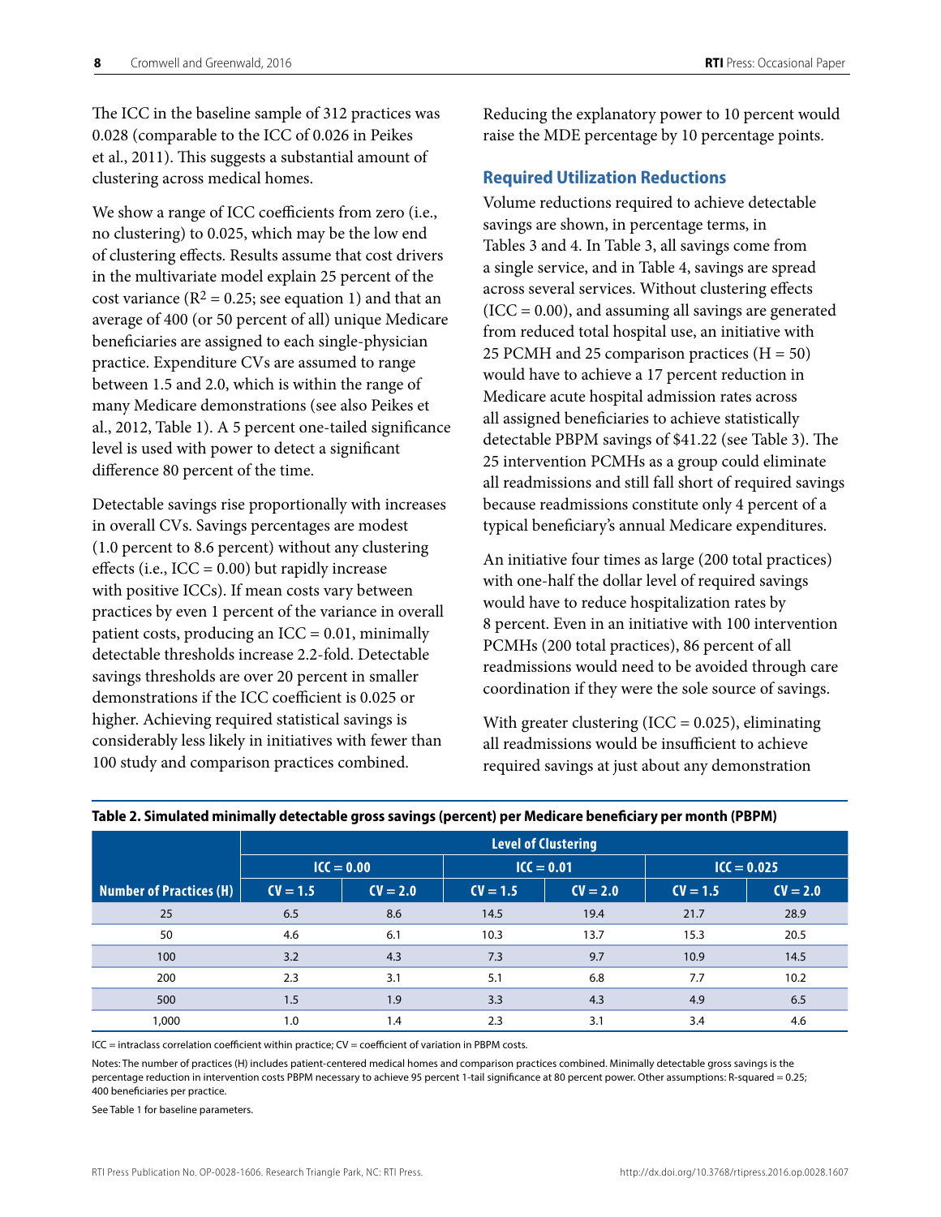The ICC in the baseline sample of 312 practices was 0.028 (comparable to the ICC of 0.026 in Peikes et al., 2011). This suggests a substantial amount of clustering across medical homes.

We show a range of ICC coefficients from zero (i.e., no clustering) to 0.025, which may be the low end of clustering effects. Results assume that cost drivers in the multivariate model explain 25 percent of the cost variance ($R^2 = 0.25$; see equation 1) and that an average of 400 (or 50 percent of all) unique Medicare beneficiaries are assigned to each single-physician practice. Expenditure CVs are assumed to range between 1.5 and 2.0, which is within the range of many Medicare demonstrations (see also Peikes et al., 2012, Table 1). A 5 percent one-tailed significance level is used with power to detect a significant difference 80 percent of the time.

Detectable savings rise proportionally with increases in overall CVs. Savings percentages are modest (1.0 percent to 8.6 percent) without any clustering effects (i.e., ICC = 0.00) but rapidly increase with positive ICCs). If mean costs vary between practices by even 1 percent of the variance in overall patient costs, producing an ICC = 0.01, minimally detectable thresholds increase 2.2-fold. Detectable savings thresholds are over 20 percent in smaller demonstrations if the ICC coefficient is 0.025 or higher. Achieving required statistical savings is considerably less likely in initiatives with fewer than 100 study and comparison practices combined. Reducing the explanatory power to 10 percent would raise the MDE percentage by 10 percentage points.

## Required Utilization Reductions

Volume reductions required to achieve detectable savings are shown, in percentage terms, in Tables 3 and 4. In Table 3, all savings come from a single service, and in Table 4, savings are spread across several services. Without clustering effects (ICC = 0.00), and assuming all savings are generated from reduced total hospital use, an initiative with 25 PCMH and 25 comparison practices (H = 50) would have to achieve a 17 percent reduction in Medicare acute hospital admission rates across all assigned beneficiaries to achieve statistically detectable PBPM savings of $41.22 (see Table 3). The 25 intervention PCMHs as a group could eliminate all readmissions and still fall short of required savings because readmissions constitute only 4 percent of a typical beneficiary's annual Medicare expenditures.

An initiative four times as large (200 total practices) with one-half the dollar level of required savings would have to reduce hospitalization rates by 8 percent. Even in an initiative with 100 intervention PCMHs (200 total practices), 86 percent of all readmissions would need to be avoided through care coordination if they were the sole source of savings.

With greater clustering (ICC = 0.025), eliminating all readmissions would be insufficient to achieve required savings at just about any demonstration

**Table 2. Simulated minimally detectable gross savings (percent) per Medicare beneficiary per month (PBPM)**

| | Level of Clustering | | | | | |
|---|---|---|---|---|---|---|
| | ICC = 0.00 | | ICC = 0.01 | | ICC = 0.025 | |
| Number of Practices (H) | CV = 1.5 | CV = 2.0 | CV = 1.5 | CV = 2.0 | CV = 1.5 | CV = 2.0 |
| 25 | 6.5 | 8.6 | 14.5 | 19.4 | 21.7 | 28.9 |
| 50 | 4.6 | 6.1 | 10.3 | 13.7 | 15.3 | 20.5 |
| 100 | 3.2 | 4.3 | 7.3 | 9.7 | 10.9 | 14.5 |
| 200 | 2.3 | 3.1 | 5.1 | 6.8 | 7.7 | 10.2 |
| 500 | 1.5 | 1.9 | 3.3 | 4.3 | 4.9 | 6.5 |
| 1,000 | 1.0 | 1.4 | 2.3 | 3.1 | 3.4 | 4.6 |

ICC = intraclass correlation coefficient within practice; CV = coefficient of variation in PBPM costs.

Notes: The number of practices (H) includes patient-centered medical homes and comparison practices combined. Minimally detectable gross savings is the percentage reduction in intervention costs PBPM necessary to achieve 95 percent 1-tail significance at 80 percent power. Other assumptions: R-squared = 0.25; 400 beneficiaries per practice.

See Table 1 for baseline parameters.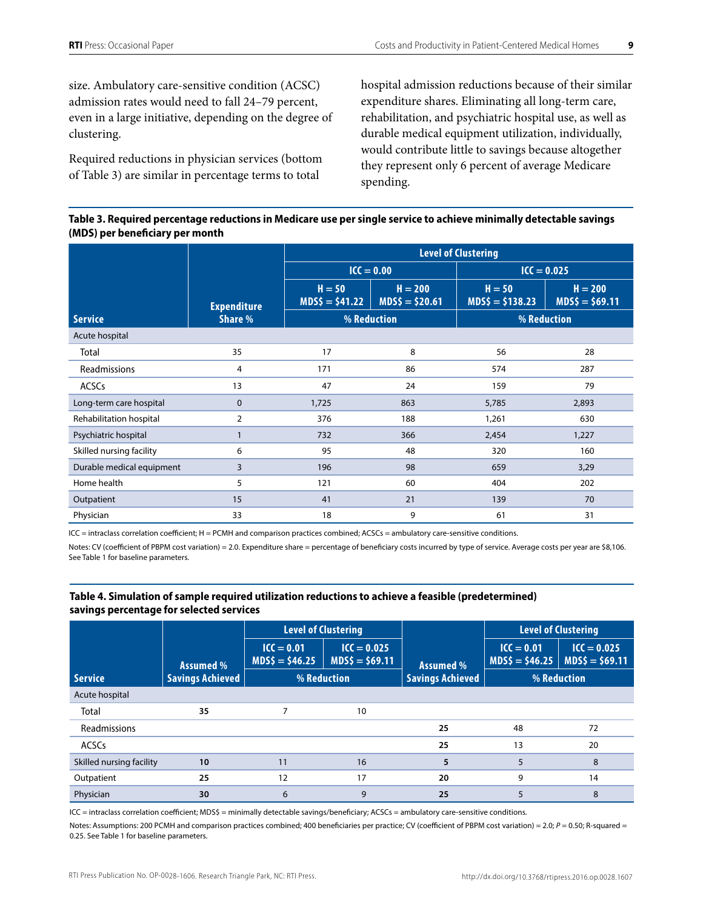size. Ambulatory care-sensitive condition (ACSC) admission rates would need to fall 24–79 percent, even in a large initiative, depending on the degree of clustering.

Required reductions in physician services (bottom of Table 3) are similar in percentage terms to total hospital admission reductions because of their similar expenditure shares. Eliminating all long-term care, rehabilitation, and psychiatric hospital use, as well as durable medical equipment utilization, individually, would contribute little to savings because altogether they represent only 6 percent of average Medicare spending.

**Table 3. Required percentage reductions in Medicare use per single service to achieve minimally detectable savings (MDS) per beneficiary per month**

| Service | Expenditure Share % | Level of Clustering | | | |
|---|---|---|---|---|---|
| | | ICC = 0.00 | | ICC = 0.025 | |
| | | H = 50 MDS$ = $41.22 | H = 200 MDS$ = $20.61 | H = 50 MDS$ = $138.23 | H = 200 MDS$ = $69.11 |
| | | % Reduction | | % Reduction | |
| Acute hospital | | | | | |
| Total | 35 | 17 | 8 | 56 | 28 |
| Readmissions | 4 | 171 | 86 | 574 | 287 |
| ACSCs | 13 | 47 | 24 | 159 | 79 |
| Long-term care hospital | 0 | 1,725 | 863 | 5,785 | 2,893 |
| Rehabilitation hospital | 2 | 376 | 188 | 1,261 | 630 |
| Psychiatric hospital | 1 | 732 | 366 | 2,454 | 1,227 |
| Skilled nursing facility | 6 | 95 | 48 | 320 | 160 |
| Durable medical equipment | 3 | 196 | 98 | 659 | 3,29 |
| Home health | 5 | 121 | 60 | 404 | 202 |
| Outpatient | 15 | 41 | 21 | 139 | 70 |
| Physician | 33 | 18 | 9 | 61 | 31 |

ICC = intraclass correlation coefficient; H = PCMH and comparison practices combined; ACSCs = ambulatory care-sensitive conditions.

Notes: CV (coefficient of PBPM cost variation) = 2.0. Expenditure share = percentage of beneficiary costs incurred by type of service. Average costs per year are $8,106. See Table 1 for baseline parameters.

**Table 4. Simulation of sample required utilization reductions to achieve a feasible (predetermined) savings percentage for selected services**

| Service | Assumed % Savings Achieved | Level of Clustering | | Assumed % Savings Achieved | Level of Clustering | |
|---|---|---|---|---|---|---|
| | | ICC = 0.01 MDS$ = $46.25 | ICC = 0.025 MDS$ = $69.11 | | ICC = 0.01 MDS$ = $46.25 | ICC = 0.025 MDS$ = $69.11 |
| | | % Reduction | | | % Reduction | |
| Acute hospital | | | | | | |
| Total | **35** | 7 | 10 | | | |
| Readmissions | | | | **25** | 48 | 72 |
| ACSCs | | | | **25** | 13 | 20 |
| Skilled nursing facility | **10** | 11 | 16 | **5** | 5 | 8 |
| Outpatient | **25** | 12 | 17 | **20** | 9 | 14 |
| Physician | **30** | 6 | 9 | **25** | 5 | 8 |

ICC = intraclass correlation coefficient; MDS$ = minimally detectable savings/beneficiary; ACSCs = ambulatory care-sensitive conditions.

Notes: Assumptions: 200 PCMH and comparison practices combined; 400 beneficiaries per practice; CV (coefficient of PBPM cost variation) = 2.0; $P = 0.50$; R-squared = 0.25. See Table 1 for baseline parameters.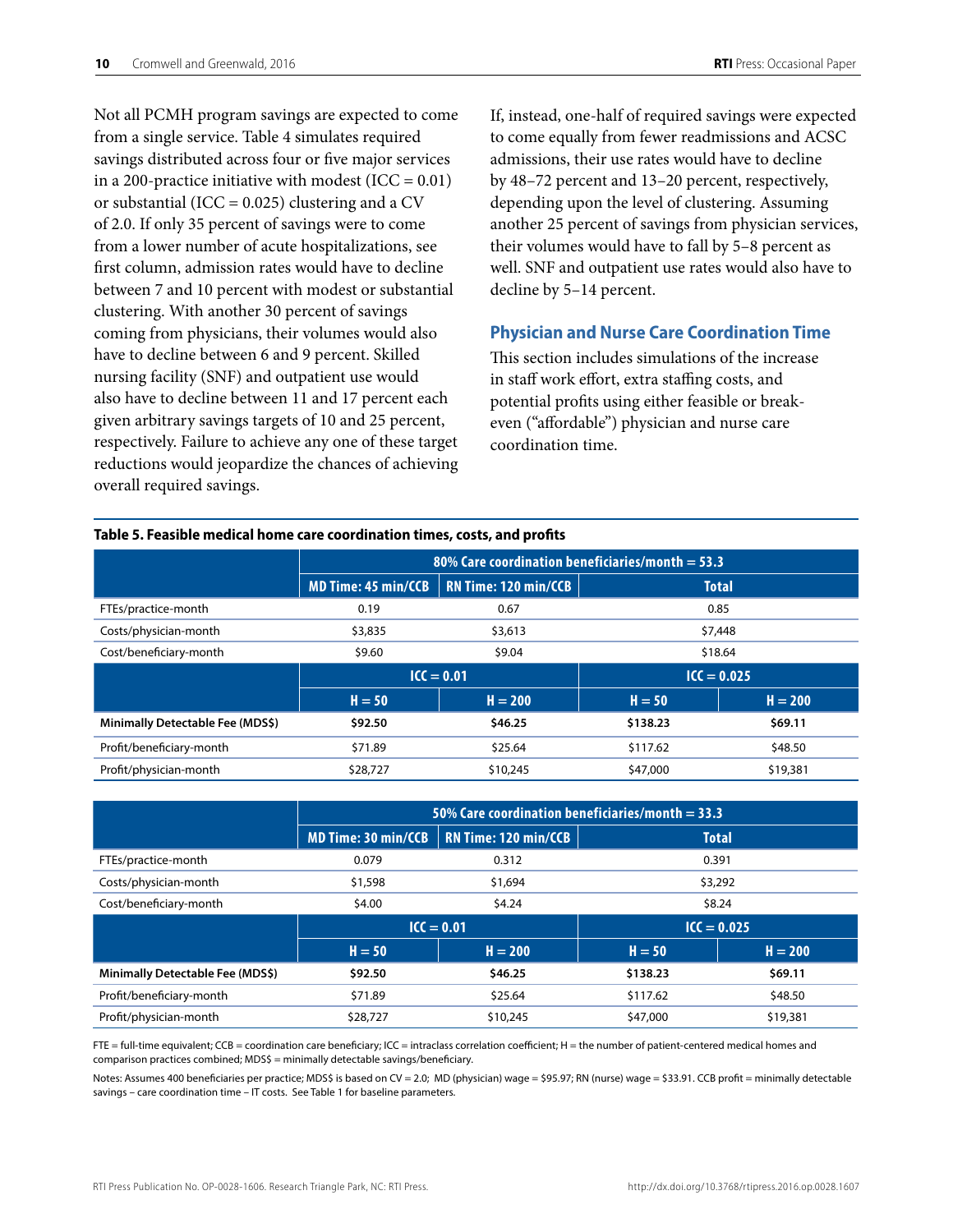Not all PCMH program savings are expected to come from a single service. Table 4 simulates required savings distributed across four or five major services in a 200-practice initiative with modest (ICC = 0.01) or substantial (ICC = 0.025) clustering and a CV of 2.0. If only 35 percent of savings were to come from a lower number of acute hospitalizations, see first column, admission rates would have to decline between 7 and 10 percent with modest or substantial clustering. With another 30 percent of savings coming from physicians, their volumes would also have to decline between 6 and 9 percent. Skilled nursing facility (SNF) and outpatient use would also have to decline between 11 and 17 percent each given arbitrary savings targets of 10 and 25 percent, respectively. Failure to achieve any one of these target reductions would jeopardize the chances of achieving overall required savings.

If, instead, one-half of required savings were expected to come equally from fewer readmissions and ACSC admissions, their use rates would have to decline by 48–72 percent and 13–20 percent, respectively, depending upon the level of clustering. Assuming another 25 percent of savings from physician services, their volumes would have to fall by 5–8 percent as well. SNF and outpatient use rates would also have to decline by 5–14 percent.

### Physician and Nurse Care Coordination Time

This section includes simulations of the increase in staff work effort, extra staffing costs, and potential profits using either feasible or break-even ("affordable") physician and nurse care coordination time.

**Table 5. Feasible medical home care coordination times, costs, and profits**

| | 80% Care coordination beneficiaries/month = 53.3 | | | |
|---|---|---|---|---|
| | MD Time: 45 min/CCB | RN Time: 120 min/CCB | Total | |
| FTEs/practice-month | 0.19 | 0.67 | 0.85 | |
| Costs/physician-month | $3,835 | $3,613 | $7,448 | |
| Cost/beneficiary-month | $9.60 | $9.04 | $18.64 | |
| | ICC = 0.01 | | ICC = 0.025 | |
| | H = 50 | H = 200 | H = 50 | H = 200 |
| **Minimally Detectable Fee (MDS$)** | **$92.50** | **$46.25** | **$138.23** | **$69.11** |
| Profit/beneficiary-month | $71.89 | $25.64 | $117.62 | $48.50 |
| Profit/physician-month | $28,727 | $10,245 | $47,000 | $19,381 |

| | 50% Care coordination beneficiaries/month = 33.3 | | | |
|---|---|---|---|---|
| | MD Time: 30 min/CCB | RN Time: 120 min/CCB | Total | |
| FTEs/practice-month | 0.079 | 0.312 | 0.391 | |
| Costs/physician-month | $1,598 | $1,694 | $3,292 | |
| Cost/beneficiary-month | $4.00 | $4.24 | $8.24 | |
| | ICC = 0.01 | | ICC = 0.025 | |
| | H = 50 | H = 200 | H = 50 | H = 200 |
| **Minimally Detectable Fee (MDS$)** | **$92.50** | **$46.25** | **$138.23** | **$69.11** |
| Profit/beneficiary-month | $71.89 | $25.64 | $117.62 | $48.50 |
| Profit/physician-month | $28,727 | $10,245 | $47,000 | $19,381 |

FTE = full-time equivalent; CCB = coordination care beneficiary; ICC = intraclass correlation coefficient; H = the number of patient-centered medical homes and comparison practices combined; MDS$ = minimally detectable savings/beneficiary.

Notes: Assumes 400 beneficiaries per practice; MDS$ is based on CV = 2.0; MD (physician) wage = $95.97; RN (nurse) wage = $33.91. CCB profit = minimally detectable savings – care coordination time – IT costs. See Table 1 for baseline parameters.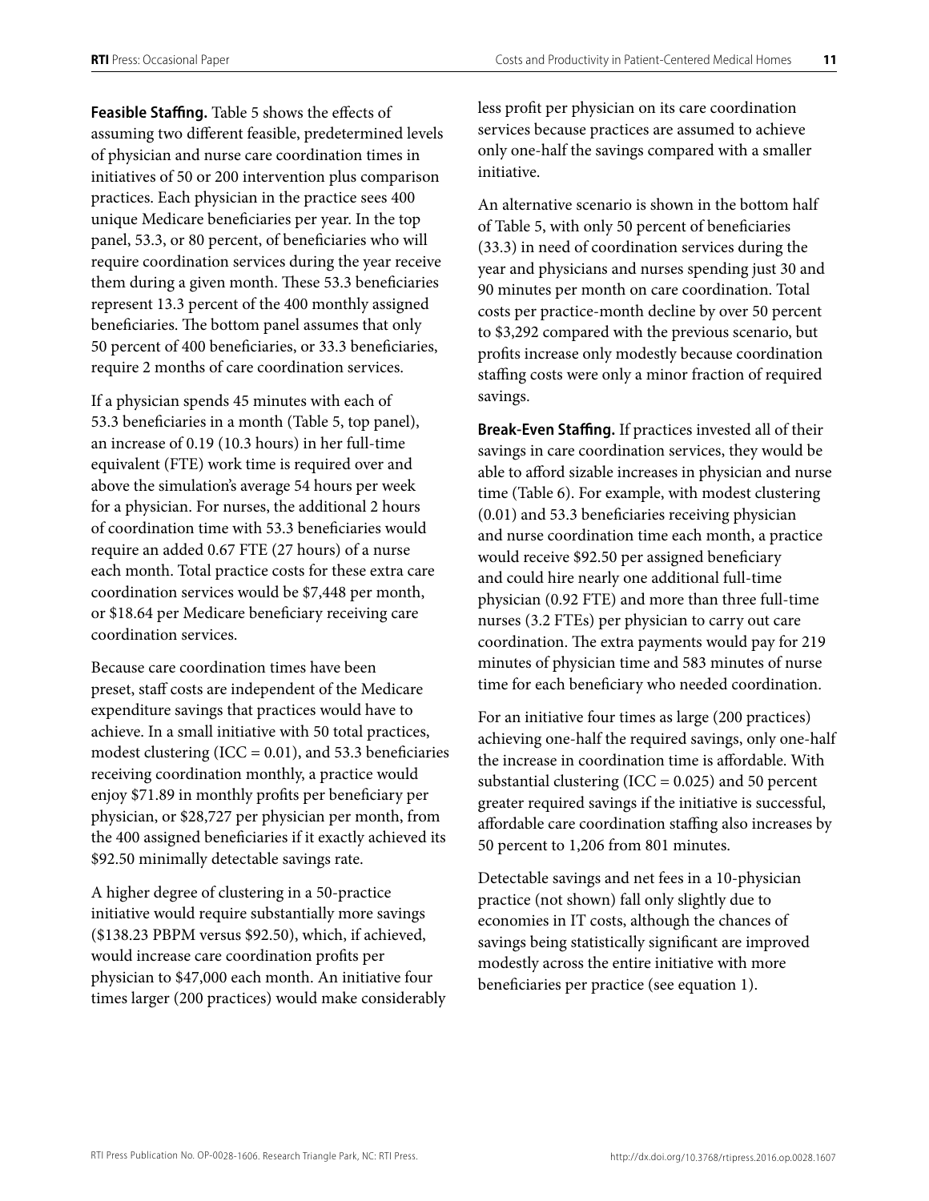**Feasible Staffing.** Table 5 shows the effects of assuming two different feasible, predetermined levels of physician and nurse care coordination times in initiatives of 50 or 200 intervention plus comparison practices. Each physician in the practice sees 400 unique Medicare beneficiaries per year. In the top panel, 53.3, or 80 percent, of beneficiaries who will require coordination services during the year receive them during a given month. These 53.3 beneficiaries represent 13.3 percent of the 400 monthly assigned beneficiaries. The bottom panel assumes that only 50 percent of 400 beneficiaries, or 33.3 beneficiaries, require 2 months of care coordination services.

If a physician spends 45 minutes with each of 53.3 beneficiaries in a month (Table 5, top panel), an increase of 0.19 (10.3 hours) in her full-time equivalent (FTE) work time is required over and above the simulation's average 54 hours per week for a physician. For nurses, the additional 2 hours of coordination time with 53.3 beneficiaries would require an added 0.67 FTE (27 hours) of a nurse each month. Total practice costs for these extra care coordination services would be $7,448 per month, or $18.64 per Medicare beneficiary receiving care coordination services.

Because care coordination times have been preset, staff costs are independent of the Medicare expenditure savings that practices would have to achieve. In a small initiative with 50 total practices, modest clustering (ICC = 0.01), and 53.3 beneficiaries receiving coordination monthly, a practice would enjoy $71.89 in monthly profits per beneficiary per physician, or $28,727 per physician per month, from the 400 assigned beneficiaries if it exactly achieved its $92.50 minimally detectable savings rate.

A higher degree of clustering in a 50-practice initiative would require substantially more savings ($138.23 PBPM versus $92.50), which, if achieved, would increase care coordination profits per physician to $47,000 each month. An initiative four times larger (200 practices) would make considerably less profit per physician on its care coordination services because practices are assumed to achieve only one-half the savings compared with a smaller initiative.

An alternative scenario is shown in the bottom half of Table 5, with only 50 percent of beneficiaries (33.3) in need of coordination services during the year and physicians and nurses spending just 30 and 90 minutes per month on care coordination. Total costs per practice-month decline by over 50 percent to $3,292 compared with the previous scenario, but profits increase only modestly because coordination staffing costs were only a minor fraction of required savings.

**Break-Even Staffing.** If practices invested all of their savings in care coordination services, they would be able to afford sizable increases in physician and nurse time (Table 6). For example, with modest clustering (0.01) and 53.3 beneficiaries receiving physician and nurse coordination time each month, a practice would receive $92.50 per assigned beneficiary and could hire nearly one additional full-time physician (0.92 FTE) and more than three full-time nurses (3.2 FTEs) per physician to carry out care coordination. The extra payments would pay for 219 minutes of physician time and 583 minutes of nurse time for each beneficiary who needed coordination.

For an initiative four times as large (200 practices) achieving one-half the required savings, only one-half the increase in coordination time is affordable. With substantial clustering (ICC = 0.025) and 50 percent greater required savings if the initiative is successful, affordable care coordination staffing also increases by 50 percent to 1,206 from 801 minutes.

Detectable savings and net fees in a 10-physician practice (not shown) fall only slightly due to economies in IT costs, although the chances of savings being statistically significant are improved modestly across the entire initiative with more beneficiaries per practice (see equation 1).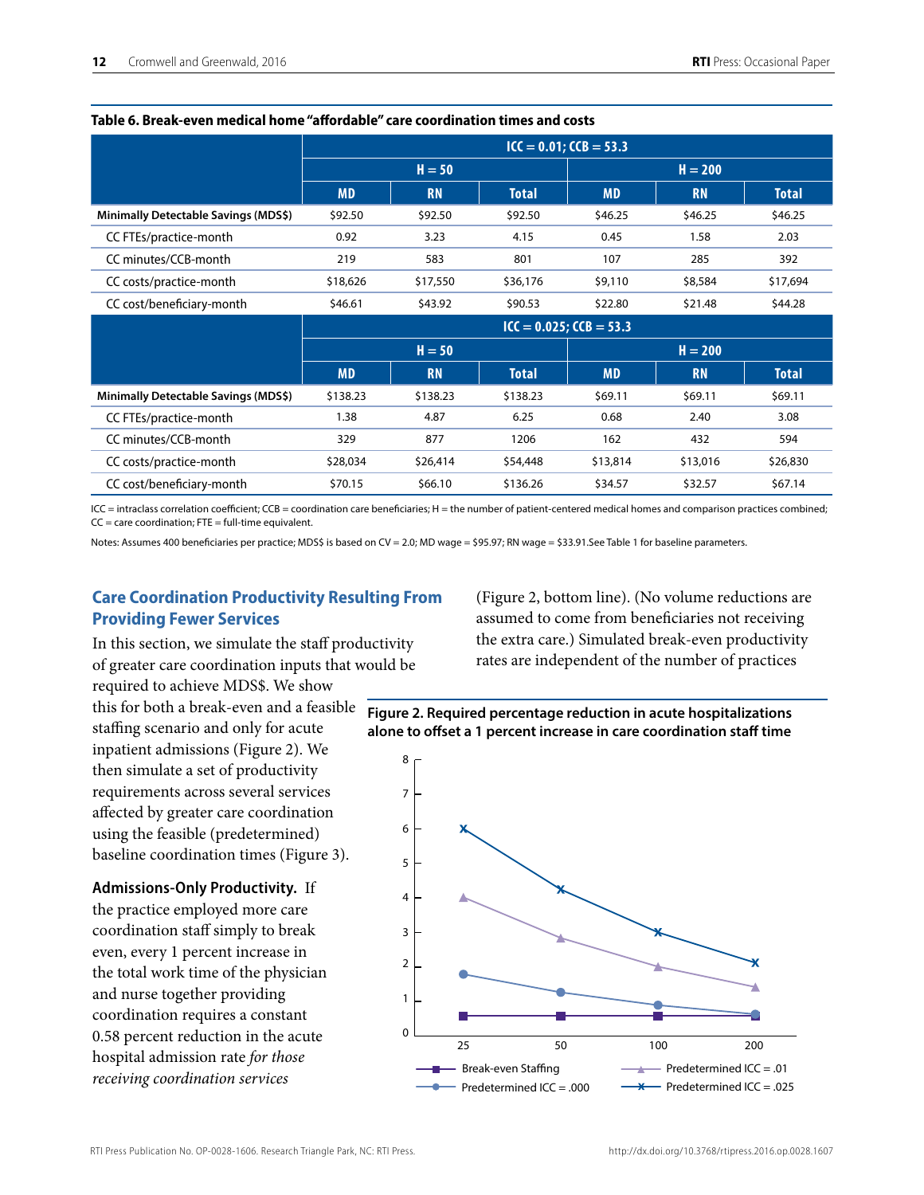**Table 6. Break-even medical home "affordable" care coordination times and costs**

| | ICC = 0.01; CCB = 53.3 | | | | | |
|---|---|---|---|---|---|---|
| | H = 50 | | | H = 200 | | |
| | MD | RN | Total | MD | RN | Total |
| **Minimally Detectable Savings (MDS$)** | $92.50 | $92.50 | $92.50 | $46.25 | $46.25 | $46.25 |
| CC FTEs/practice-month | 0.92 | 3.23 | 4.15 | 0.45 | 1.58 | 2.03 |
| CC minutes/CCB-month | 219 | 583 | 801 | 107 | 285 | 392 |
| CC costs/practice-month | $18,626 | $17,550 | $36,176 | $9,110 | $8,584 | $17,694 |
| CC cost/beneficiary-month | $46.61 | $43.92 | $90.53 | $22.80 | $21.48 | $44.28 |
| | **ICC = 0.025; CCB = 53.3** | | | | | |
| | **H = 50** | | | **H = 200** | | |
| | **MD** | **RN** | **Total** | **MD** | **RN** | **Total** |
| **Minimally Detectable Savings (MDS$)** | $138.23 | $138.23 | $138.23 | $69.11 | $69.11 | $69.11 |
| CC FTEs/practice-month | 1.38 | 4.87 | 6.25 | 0.68 | 2.40 | 3.08 |
| CC minutes/CCB-month | 329 | 877 | 1206 | 162 | 432 | 594 |
| CC costs/practice-month | $28,034 | $26,414 | $54,448 | $13,814 | $13,016 | $26,830 |
| CC cost/beneficiary-month | $70.15 | $66.10 | $136.26 | $34.57 | $32.57 | $67.14 |

ICC = intraclass correlation coefficient; CCB = coordination care beneficiaries; H = the number of patient-centered medical homes and comparison practices combined; CC = care coordination; FTE = full-time equivalent.

Notes: Assumes 400 beneficiaries per practice; MDS$ is based on CV = 2.0; MD wage = $95.97; RN wage = $33.91.See Table 1 for baseline parameters.

## Care Coordination Productivity Resulting From Providing Fewer Services

In this section, we simulate the staff productivity of greater care coordination inputs that would be required to achieve MDS$. We show this for both a break-even and a feasible staffing scenario and only for acute inpatient admissions (Figure 2). We then simulate a set of productivity requirements across several services affected by greater care coordination using the feasible (predetermined) baseline coordination times (Figure 3).

**Admissions-Only Productivity.** If the practice employed more care coordination staff simply to break even, every 1 percent increase in the total work time of the physician and nurse together providing coordination requires a constant 0.58 percent reduction in the acute hospital admission rate *for those receiving coordination services* (Figure 2, bottom line). (No volume reductions are assumed to come from beneficiaries not receiving the extra care.) Simulated break-even productivity rates are independent of the number of practices

**Figure 2. Required percentage reduction in acute hospitalizations alone to offset a 1 percent increase in care coordination staff time**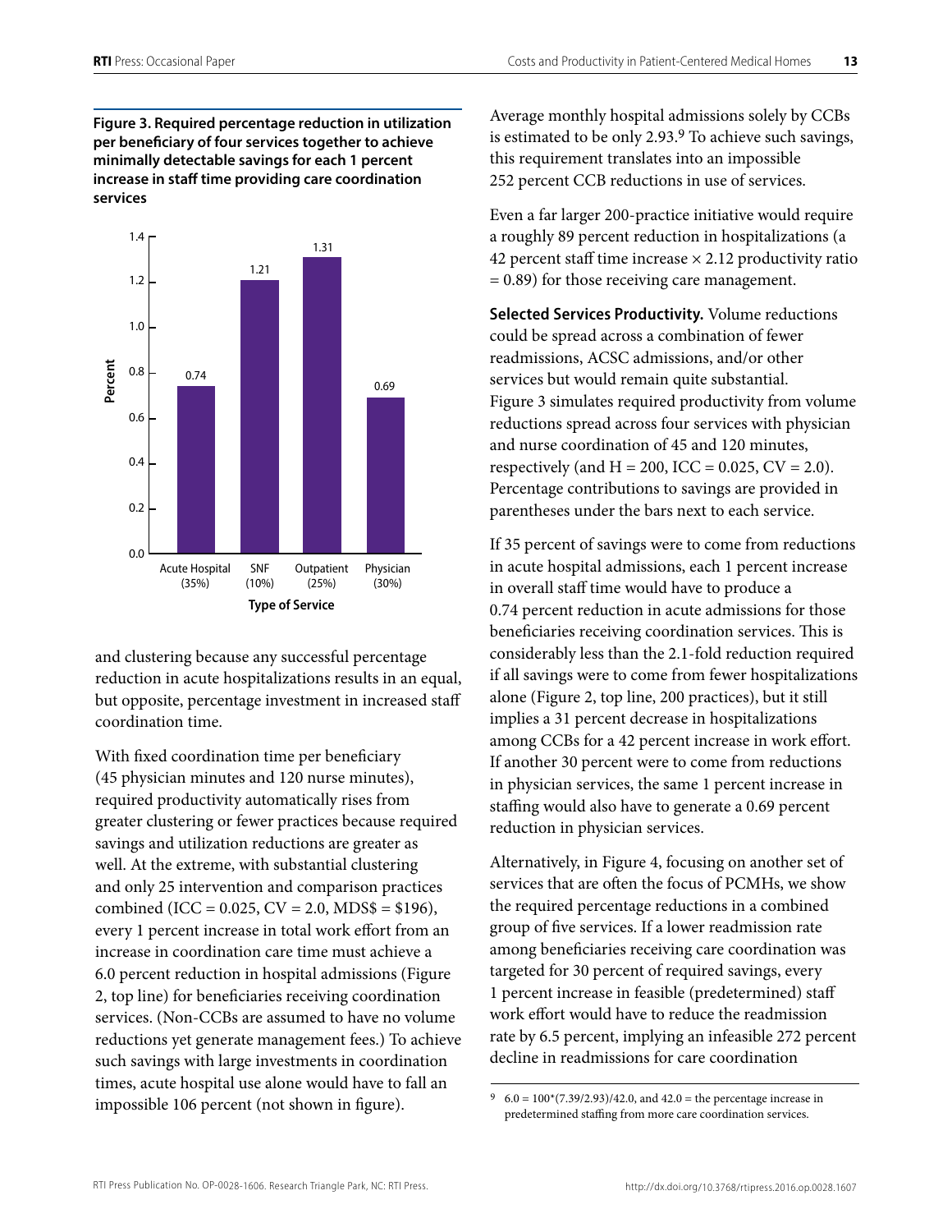**Figure 3. Required percentage reduction in utilization per beneficiary of four services together to achieve minimally detectable savings for each 1 percent increase in staff time providing care coordination services**

| Type of Service | Percent |
|---|---|
| Acute Hospital (35%) | 0.74 |
| SNF (10%) | 1.21 |
| Outpatient (25%) | 1.31 |
| Physician (30%) | 0.69 |

and clustering because any successful percentage reduction in acute hospitalizations results in an equal, but opposite, percentage investment in increased staff coordination time.

With fixed coordination time per beneficiary (45 physician minutes and 120 nurse minutes), required productivity automatically rises from greater clustering or fewer practices because required savings and utilization reductions are greater as well. At the extreme, with substantial clustering and only 25 intervention and comparison practices combined (ICC = 0.025, CV = 2.0, MDS$ = $196), every 1 percent increase in total work effort from an increase in coordination care time must achieve a 6.0 percent reduction in hospital admissions (Figure 2, top line) for beneficiaries receiving coordination services. (Non-CCBs are assumed to have no volume reductions yet generate management fees.) To achieve such savings with large investments in coordination times, acute hospital use alone would have to fall an impossible 106 percent (not shown in figure).

Average monthly hospital admissions solely by CCBs is estimated to be only 2.93.[9] To achieve such savings, this requirement translates into an impossible 252 percent CCB reductions in use of services.

Even a far larger 200-practice initiative would require a roughly 89 percent reduction in hospitalizations (a 42 percent staff time increase × 2.12 productivity ratio = 0.89) for those receiving care management.

**Selected Services Productivity.** Volume reductions could be spread across a combination of fewer readmissions, ACSC admissions, and/or other services but would remain quite substantial. Figure 3 simulates required productivity from volume reductions spread across four services with physician and nurse coordination of 45 and 120 minutes, respectively (and H = 200, ICC = 0.025, CV = 2.0). Percentage contributions to savings are provided in parentheses under the bars next to each service.

If 35 percent of savings were to come from reductions in acute hospital admissions, each 1 percent increase in overall staff time would have to produce a 0.74 percent reduction in acute admissions for those beneficiaries receiving coordination services. This is considerably less than the 2.1-fold reduction required if all savings were to come from fewer hospitalizations alone (Figure 2, top line, 200 practices), but it still implies a 31 percent decrease in hospitalizations among CCBs for a 42 percent increase in work effort. If another 30 percent were to come from reductions in physician services, the same 1 percent increase in staffing would also have to generate a 0.69 percent reduction in physician services.

Alternatively, in Figure 4, focusing on another set of services that are often the focus of PCMHs, we show the required percentage reductions in a combined group of five services. If a lower readmission rate among beneficiaries receiving care coordination was targeted for 30 percent of required savings, every 1 percent increase in feasible (predetermined) staff work effort would have to reduce the readmission rate by 6.5 percent, implying an infeasible 272 percent decline in readmissions for care coordination

[9] 6.0 = 100*(7.39/2.93)/42.0, and 42.0 = the percentage increase in predetermined staffing from more care coordination services.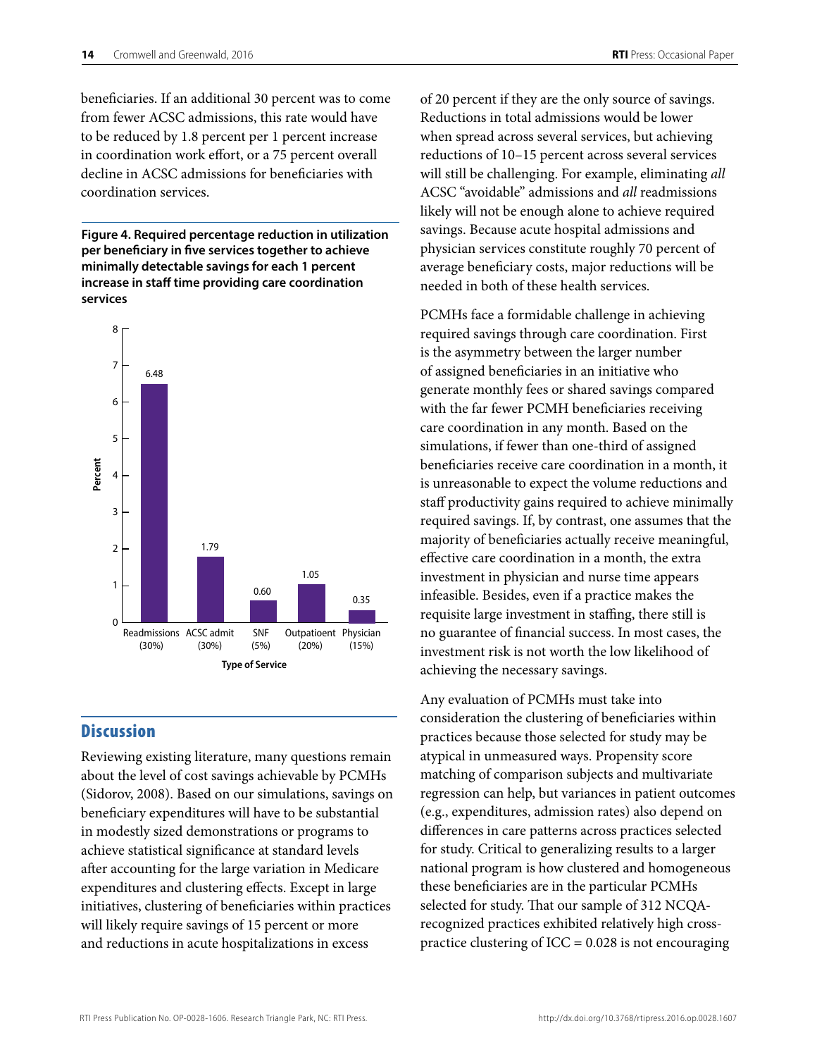beneficiaries. If an additional 30 percent was to come from fewer ACSC admissions, this rate would have to be reduced by 1.8 percent per 1 percent increase in coordination work effort, or a 75 percent overall decline in ACSC admissions for beneficiaries with coordination services.

**Figure 4. Required percentage reduction in utilization per beneficiary in five services together to achieve minimally detectable savings for each 1 percent increase in staff time providing care coordination services**

| Type of Service | Percent |
|---|---|
| Readmissions (30%) | 6.48 |
| ACSC admit (30%) | 1.79 |
| SNF (5%) | 0.60 |
| Outpatioent (20%) | 1.05 |
| Physician (15%) | 0.35 |

## Discussion

Reviewing existing literature, many questions remain about the level of cost savings achievable by PCMHs (Sidorov, 2008). Based on our simulations, savings on beneficiary expenditures will have to be substantial in modestly sized demonstrations or programs to achieve statistical significance at standard levels after accounting for the large variation in Medicare expenditures and clustering effects. Except in large initiatives, clustering of beneficiaries within practices will likely require savings of 15 percent or more and reductions in acute hospitalizations in excess of 20 percent if they are the only source of savings. Reductions in total admissions would be lower when spread across several services, but achieving reductions of 10–15 percent across several services will still be challenging. For example, eliminating *all* ACSC "avoidable" admissions and *all* readmissions likely will not be enough alone to achieve required savings. Because acute hospital admissions and physician services constitute roughly 70 percent of average beneficiary costs, major reductions will be needed in both of these health services.

PCMHs face a formidable challenge in achieving required savings through care coordination. First is the asymmetry between the larger number of assigned beneficiaries in an initiative who generate monthly fees or shared savings compared with the far fewer PCMH beneficiaries receiving care coordination in any month. Based on the simulations, if fewer than one-third of assigned beneficiaries receive care coordination in a month, it is unreasonable to expect the volume reductions and staff productivity gains required to achieve minimally required savings. If, by contrast, one assumes that the majority of beneficiaries actually receive meaningful, effective care coordination in a month, the extra investment in physician and nurse time appears infeasible. Besides, even if a practice makes the requisite large investment in staffing, there still is no guarantee of financial success. In most cases, the investment risk is not worth the low likelihood of achieving the necessary savings.

Any evaluation of PCMHs must take into consideration the clustering of beneficiaries within practices because those selected for study may be atypical in unmeasured ways. Propensity score matching of comparison subjects and multivariate regression can help, but variances in patient outcomes (e.g., expenditures, admission rates) also depend on differences in care patterns across practices selected for study. Critical to generalizing results to a larger national program is how clustered and homogeneous these beneficiaries are in the particular PCMHs selected for study. That our sample of 312 NCQA-recognized practices exhibited relatively high cross-practice clustering of ICC = 0.028 is not encouraging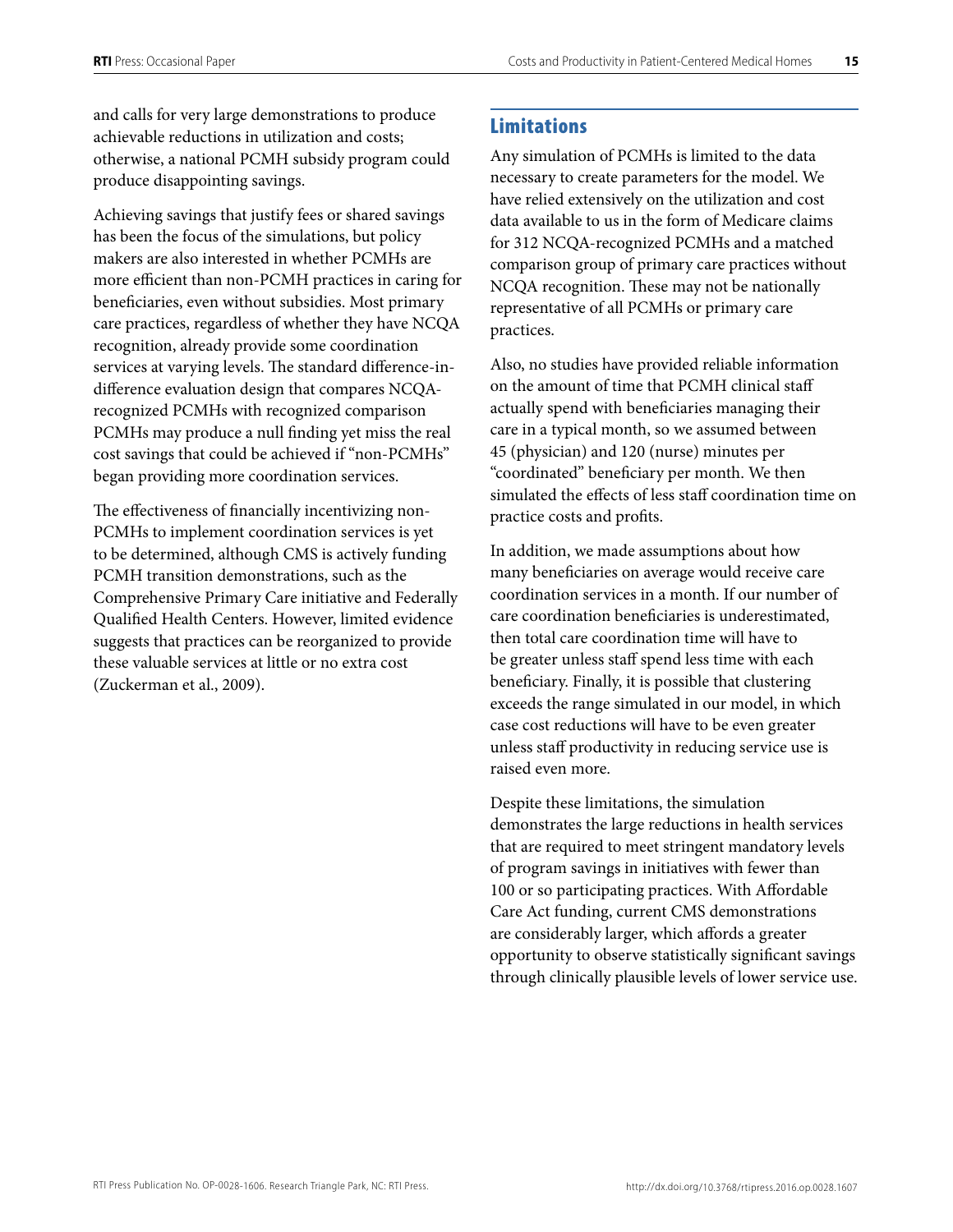and calls for very large demonstrations to produce achievable reductions in utilization and costs; otherwise, a national PCMH subsidy program could produce disappointing savings.

Achieving savings that justify fees or shared savings has been the focus of the simulations, but policy makers are also interested in whether PCMHs are more efficient than non-PCMH practices in caring for beneficiaries, even without subsidies. Most primary care practices, regardless of whether they have NCQA recognition, already provide some coordination services at varying levels. The standard difference-in-difference evaluation design that compares NCQA-recognized PCMHs with recognized comparison PCMHs may produce a null finding yet miss the real cost savings that could be achieved if "non-PCMHs" began providing more coordination services.

The effectiveness of financially incentivizing non-PCMHs to implement coordination services is yet to be determined, although CMS is actively funding PCMH transition demonstrations, such as the Comprehensive Primary Care initiative and Federally Qualified Health Centers. However, limited evidence suggests that practices can be reorganized to provide these valuable services at little or no extra cost (Zuckerman et al., 2009).

## Limitations

Any simulation of PCMHs is limited to the data necessary to create parameters for the model. We have relied extensively on the utilization and cost data available to us in the form of Medicare claims for 312 NCQA-recognized PCMHs and a matched comparison group of primary care practices without NCQA recognition. These may not be nationally representative of all PCMHs or primary care practices.

Also, no studies have provided reliable information on the amount of time that PCMH clinical staff actually spend with beneficiaries managing their care in a typical month, so we assumed between 45 (physician) and 120 (nurse) minutes per "coordinated" beneficiary per month. We then simulated the effects of less staff coordination time on practice costs and profits.

In addition, we made assumptions about how many beneficiaries on average would receive care coordination services in a month. If our number of care coordination beneficiaries is underestimated, then total care coordination time will have to be greater unless staff spend less time with each beneficiary. Finally, it is possible that clustering exceeds the range simulated in our model, in which case cost reductions will have to be even greater unless staff productivity in reducing service use is raised even more.

Despite these limitations, the simulation demonstrates the large reductions in health services that are required to meet stringent mandatory levels of program savings in initiatives with fewer than 100 or so participating practices. With Affordable Care Act funding, current CMS demonstrations are considerably larger, which affords a greater opportunity to observe statistically significant savings through clinically plausible levels of lower service use.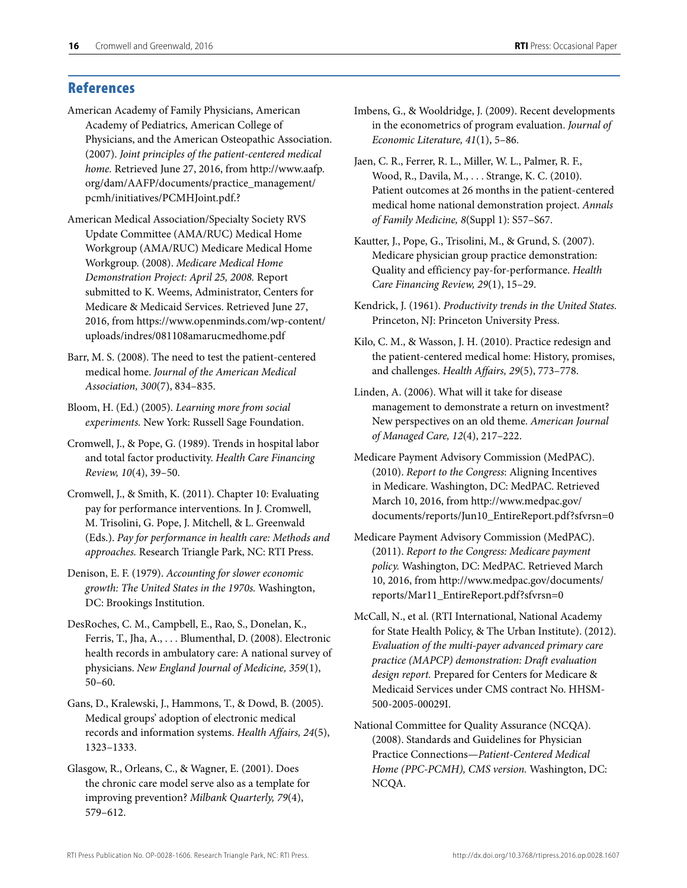## References

American Academy of Family Physicians, American Academy of Pediatrics, American College of Physicians, and the American Osteopathic Association. (2007). *Joint principles of the patient-centered medical home.* Retrieved June 27, 2016, from http://www.aafp.org/dam/AAFP/documents/practice_management/pcmh/initiatives/PCMHJoint.pdf.?

American Medical Association/Specialty Society RVS Update Committee (AMA/RUC) Medical Home Workgroup (AMA/RUC) Medicare Medical Home Workgroup. (2008). *Medicare Medical Home Demonstration Project: April 25, 2008.* Report submitted to K. Weems, Administrator, Centers for Medicare & Medicaid Services. Retrieved June 27, 2016, from https://www.openminds.com/wp-content/uploads/indres/081108amarucmedhome.pdf

Barr, M. S. (2008). The need to test the patient-centered medical home. *Journal of the American Medical Association, 300*(7), 834–835.

Bloom, H. (Ed.) (2005). *Learning more from social experiments.* New York: Russell Sage Foundation.

Cromwell, J., & Pope, G. (1989). Trends in hospital labor and total factor productivity. *Health Care Financing Review, 10*(4), 39–50.

Cromwell, J., & Smith, K. (2011). Chapter 10: Evaluating pay for performance interventions. In J. Cromwell, M. Trisolini, G. Pope, J. Mitchell, & L. Greenwald (Eds.). *Pay for performance in health care: Methods and approaches.* Research Triangle Park, NC: RTI Press.

Denison, E. F. (1979). *Accounting for slower economic growth: The United States in the 1970s.* Washington, DC: Brookings Institution.

DesRoches, C. M., Campbell, E., Rao, S., Donelan, K., Ferris, T., Jha, A., . . . Blumenthal, D. (2008). Electronic health records in ambulatory care: A national survey of physicians. *New England Journal of Medicine, 359*(1), 50–60.

Gans, D., Kralewski, J., Hammons, T., & Dowd, B. (2005). Medical groups' adoption of electronic medical records and information systems. *Health Affairs, 24*(5), 1323–1333.

Glasgow, R., Orleans, C., & Wagner, E. (2001). Does the chronic care model serve also as a template for improving prevention? *Milbank Quarterly, 79*(4), 579–612.

Imbens, G., & Wooldridge, J. (2009). Recent developments in the econometrics of program evaluation. *Journal of Economic Literature, 41*(1), 5–86.

Jaen, C. R., Ferrer, R. L., Miller, W. L., Palmer, R. F., Wood, R., Davila, M., . . . Strange, K. C. (2010). Patient outcomes at 26 months in the patient-centered medical home national demonstration project. *Annals of Family Medicine, 8*(Suppl 1): S57–S67.

Kautter, J., Pope, G., Trisolini, M., & Grund, S. (2007). Medicare physician group practice demonstration: Quality and efficiency pay-for-performance. *Health Care Financing Review, 29*(1), 15–29.

Kendrick, J. (1961). *Productivity trends in the United States.* Princeton, NJ: Princeton University Press.

Kilo, C. M., & Wasson, J. H. (2010). Practice redesign and the patient-centered medical home: History, promises, and challenges. *Health Affairs, 29*(5), 773–778.

Linden, A. (2006). What will it take for disease management to demonstrate a return on investment? New perspectives on an old theme. *American Journal of Managed Care, 12*(4), 217–222.

Medicare Payment Advisory Commission (MedPAC). (2010). *Report to the Congress*: Aligning Incentives in Medicare. Washington, DC: MedPAC. Retrieved March 10, 2016, from http://www.medpac.gov/documents/reports/Jun10_EntireReport.pdf?sfvrsn=0

Medicare Payment Advisory Commission (MedPAC). (2011). *Report to the Congress: Medicare payment policy.* Washington, DC: MedPAC. Retrieved March 10, 2016, from http://www.medpac.gov/documents/reports/Mar11_EntireReport.pdf?sfvrsn=0

McCall, N., et al. (RTI International, National Academy for State Health Policy, & The Urban Institute). (2012). *Evaluation of the multi-payer advanced primary care practice (MAPCP) demonstration: Draft evaluation design report.* Prepared for Centers for Medicare & Medicaid Services under CMS contract No. HHSM-500-2005-00029I.

National Committee for Quality Assurance (NCQA). (2008). Standards and Guidelines for Physician Practice Connections—*Patient-Centered Medical Home (PPC-PCMH), CMS version.* Washington, DC: NCQA.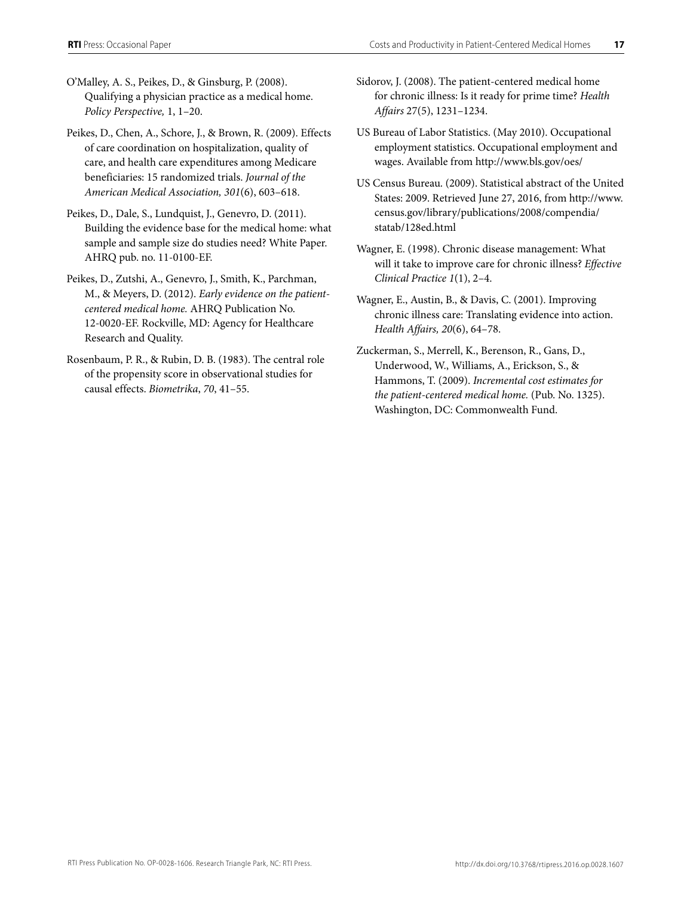O'Malley, A. S., Peikes, D., & Ginsburg, P. (2008). Qualifying a physician practice as a medical home. *Policy Perspective,* 1, 1–20.

Peikes, D., Chen, A., Schore, J., & Brown, R. (2009). Effects of care coordination on hospitalization, quality of care, and health care expenditures among Medicare beneficiaries: 15 randomized trials. *Journal of the American Medical Association, 301*(6), 603–618.

Peikes, D., Dale, S., Lundquist, J., Genevro, D. (2011). Building the evidence base for the medical home: what sample and sample size do studies need? White Paper. AHRQ pub. no. 11-0100-EF.

Peikes, D., Zutshi, A., Genevro, J., Smith, K., Parchman, M., & Meyers, D. (2012). *Early evidence on the patient-centered medical home.* AHRQ Publication No. 12-0020-EF. Rockville, MD: Agency for Healthcare Research and Quality.

Rosenbaum, P. R., & Rubin, D. B. (1983). The central role of the propensity score in observational studies for causal effects. *Biometrika*, *70*, 41–55.

Sidorov, J. (2008). The patient-centered medical home for chronic illness: Is it ready for prime time? *Health Affairs* 27(5), 1231–1234.

US Bureau of Labor Statistics. (May 2010). Occupational employment statistics. Occupational employment and wages. Available from http://www.bls.gov/oes/

US Census Bureau. (2009). Statistical abstract of the United States: 2009. Retrieved June 27, 2016, from http://www.census.gov/library/publications/2008/compendia/statab/128ed.html

Wagner, E. (1998). Chronic disease management: What will it take to improve care for chronic illness? *Effective Clinical Practice 1*(1), 2–4.

Wagner, E., Austin, B., & Davis, C. (2001). Improving chronic illness care: Translating evidence into action. *Health Affairs, 20*(6), 64–78.

Zuckerman, S., Merrell, K., Berenson, R., Gans, D., Underwood, W., Williams, A., Erickson, S., & Hammons, T. (2009). *Incremental cost estimates for the patient-centered medical home.* (Pub. No. 1325). Washington, DC: Commonwealth Fund.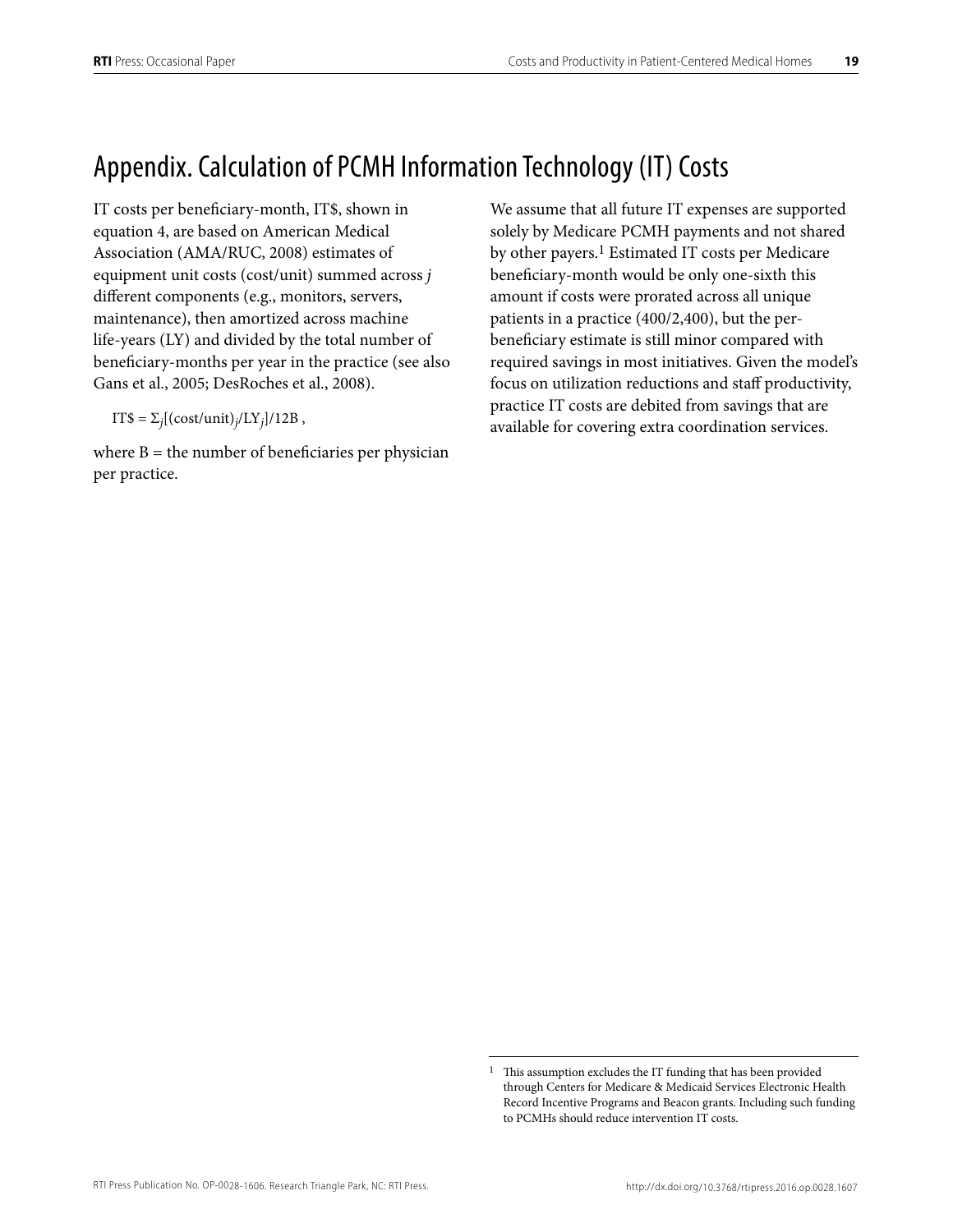# Appendix. Calculation of PCMH Information Technology (IT) Costs

IT costs per beneficiary-month, IT$, shown in equation 4, are based on American Medical Association (AMA/RUC, 2008) estimates of equipment unit costs (cost/unit) summed across *j* different components (e.g., monitors, servers, maintenance), then amortized across machine life-years (LY) and divided by the total number of beneficiary-months per year in the practice (see also Gans et al., 2005; DesRoches et al., 2008).

$$IT\$ = \Sigma_j[(\text{cost/unit})_j/LY_j]/12B\ ,$$

where B = the number of beneficiaries per physician per practice.

We assume that all future IT expenses are supported solely by Medicare PCMH payments and not shared by other payers.[1] Estimated IT costs per Medicare beneficiary-month would be only one-sixth this amount if costs were prorated across all unique patients in a practice (400/2,400), but the per-beneficiary estimate is still minor compared with required savings in most initiatives. Given the model's focus on utilization reductions and staff productivity, practice IT costs are debited from savings that are available for covering extra coordination services.

[1] This assumption excludes the IT funding that has been provided through Centers for Medicare & Medicaid Services Electronic Health Record Incentive Programs and Beacon grants. Including such funding to PCMHs should reduce intervention IT costs.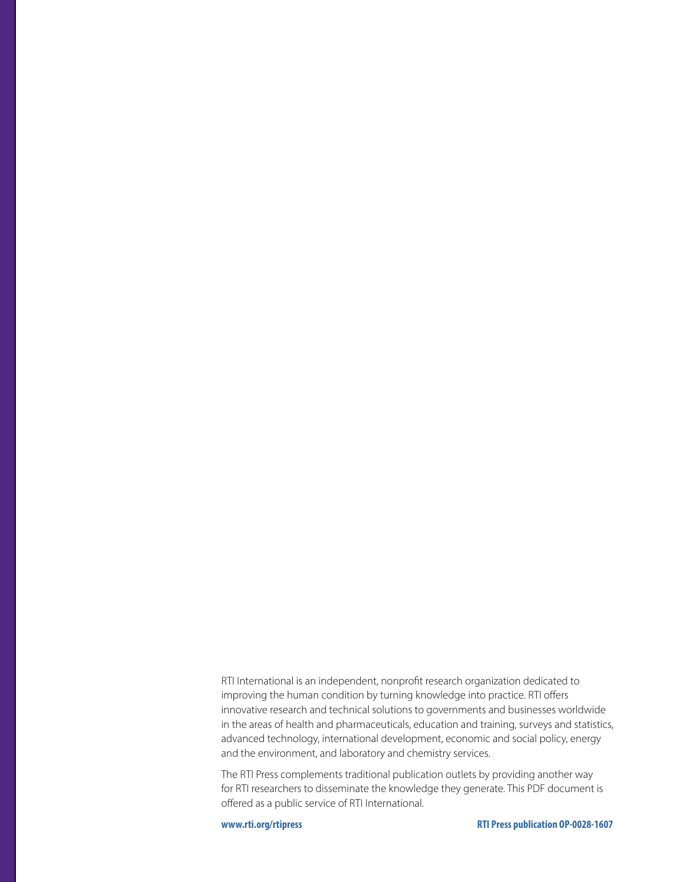RTI International is an independent, nonprofit research organization dedicated to improving the human condition by turning knowledge into practice. RTI offers innovative research and technical solutions to governments and businesses worldwide in the areas of health and pharmaceuticals, education and training, surveys and statistics, advanced technology, international development, economic and social policy, energy and the environment, and laboratory and chemistry services.

The RTI Press complements traditional publication outlets by providing another way for RTI researchers to disseminate the knowledge they generate. This PDF document is offered as a public service of RTI International.

**www.rti.org/rtipress** **RTI Press publication OP-0028-1607**